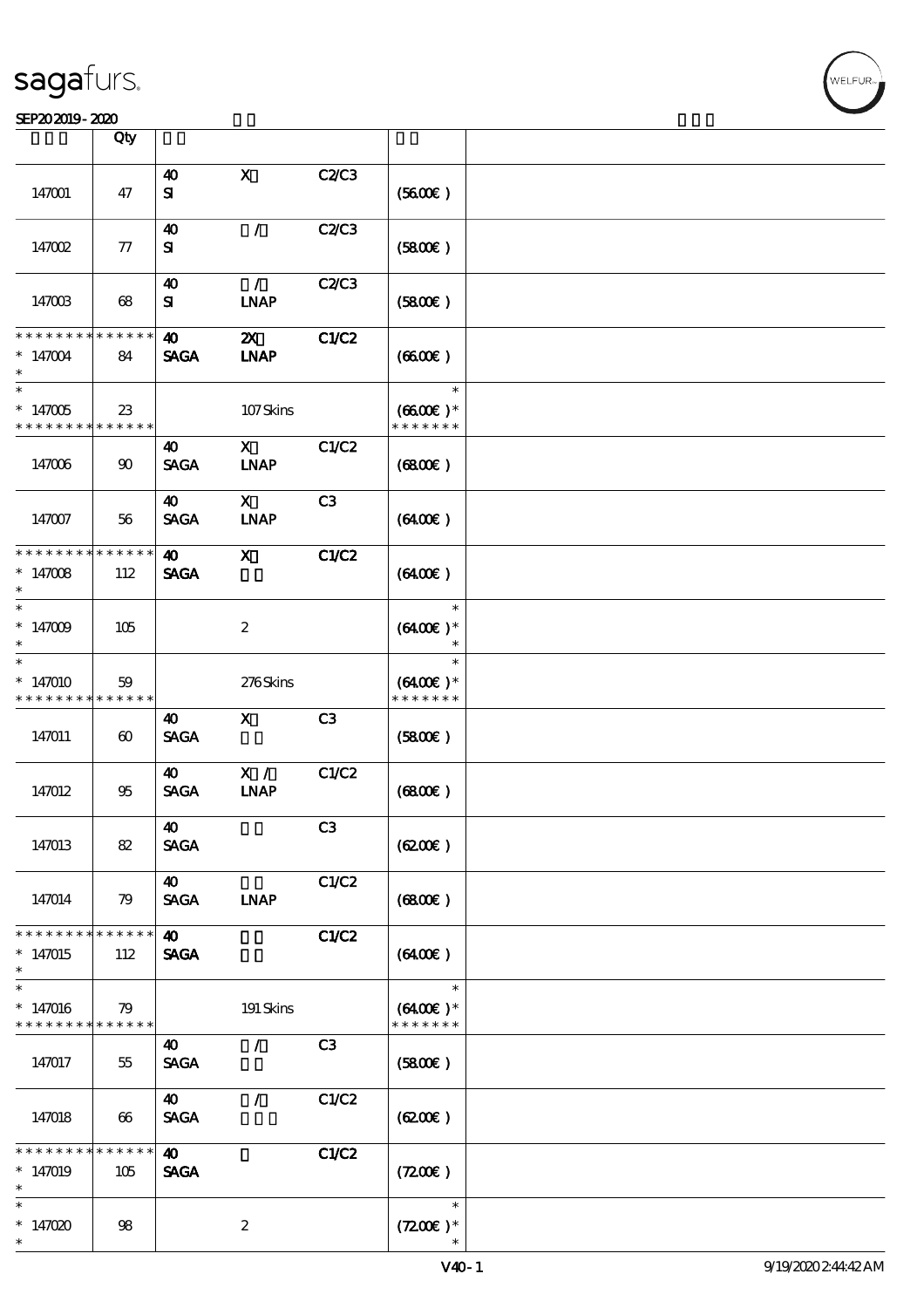| | Qty | | | | | |
|---|---|---|---|---|---|---|
| 147001 | 47 | 40 SI | X | C2/C3 | (56.00€ ) | |
| 147002 | 77 | 40 SI | / | C2/C3 | (58.00€ ) | |
| 147003 | 68 | 40 SI | / LNAP | C2/C3 | (58.00€ ) | |
| * * * * * * * * * * * * * * 147004 * | 84 | 40 SAGA | 2X LNAP | C1/C2 | (66.00€ ) | |
| * * 147005 * * * * * * * * * * * * * * | 23 | | 107 Skins | | * (66.00€ )* * * * * * * * | |
| 147006 | 90 | 40 SAGA | X LNAP | C1/C2 | (68.00€ ) | |
| 147007 | 56 | 40 SAGA | X LNAP | C3 | (64.00€ ) | |
| * * * * * * * * * * * * * * 147008 * | 112 | 40 SAGA | X | C1/C2 | (64.00€ ) | |
| * * 147009 * | 105 | | 2 | | * (64.00€ )* * | |
| * * 147010 * * * * * * * * * * * * * * | 59 | | 276 Skins | | * (64.00€ )* * * * * * * * | |
| 147011 | 60 | 40 SAGA | X | C3 | (58.00€ ) | |
| 147012 | 95 | 40 SAGA | X / LNAP | C1/C2 | (68.00€ ) | |
| 147013 | 82 | 40 SAGA | | C3 | (62.00€ ) | |
| 147014 | 79 | 40 SAGA | LNAP | C1/C2 | (68.00€ ) | |
| * * * * * * * * * * * * * * 147015 * | 112 | 40 SAGA | | C1/C2 | (64.00€ ) | |
| * * 147016 * * * * * * * * * * * * * * | 79 | | 191 Skins | | * (64.00€ )* * * * * * * * | |
| 147017 | 55 | 40 SAGA | / | C3 | (58.00€ ) | |
| 147018 | 66 | 40 SAGA | / | C1/C2 | (62.00€ ) | |
| * * * * * * * * * * * * * * 147019 * | 105 | 40 SAGA | | C1/C2 | (72.00€ ) | |
| * * 147020 * | 98 | | 2 | | * (72.00€ )* * | |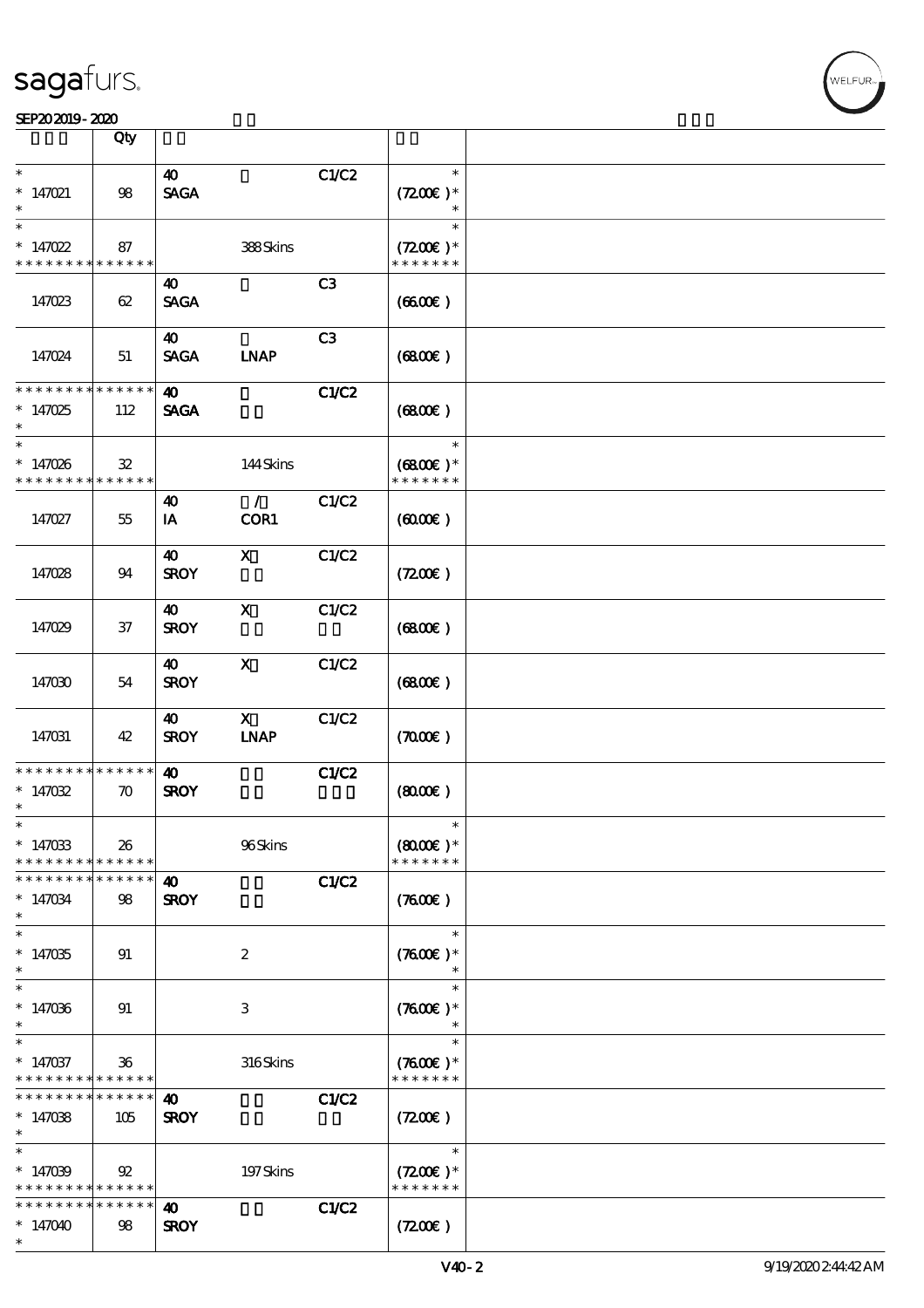| | Qty | | | | | |
|---|---|---|---|---|---|---|
| * <br> * 147021 <br> * | 98 | 40 <br> SAGA | | C1/C2 | * <br> (72.00€) * <br> * | |
| * <br> * 147022 <br> * * * * * * * * * * * * * * | 87 | | 388 Skins | | * <br> (72.00€) * <br> * * * * * * * | |
| 147023 | 62 | 40 <br> SAGA | | C3 | (66.00€) | |
| 147024 | 51 | 40 <br> SAGA | LNAP | C3 | (68.00€) | |
| * * * * * * * * * * * * * * <br> * 147025 <br> * | 112 | 40 <br> SAGA | | C1/C2 | (68.00€) | |
| * <br> * 147026 <br> * * * * * * * * * * * * * * | 32 | | 144 Skins | | * <br> (68.00€) * <br> * * * * * * * | |
| 147027 | 55 | 40 <br> IA | / <br> COR1 | C1/C2 | (60.00€) | |
| 147028 | 94 | 40 <br> SROY | X | C1/C2 | (72.00€) | |
| 147029 | 37 | 40 <br> SROY | X | C1/C2 | (68.00€) | |
| 147030 | 54 | 40 <br> SROY | X | C1/C2 | (68.00€) | |
| 147031 | 42 | 40 <br> SROY | X <br> LNAP | C1/C2 | (70.00€) | |
| * * * * * * * * * * * * * * <br> * 147032 <br> * | 70 | 40 <br> SROY | | C1/C2 | (80.00€) | |
| * <br> * 147033 <br> * * * * * * * * * * * * * * | 26 | | 96 Skins | | * <br> (80.00€) * <br> * * * * * * * | |
| * * * * * * * * * * * * * * <br> * 147034 <br> * | 98 | 40 <br> SROY | | C1/C2 | (76.00€) | |
| * <br> * 147035 <br> * | 91 | | 2 | | * <br> (76.00€) * <br> * | |
| * <br> * 147036 <br> * | 91 | | 3 | | * <br> (76.00€) * <br> * | |
| * <br> * 147037 <br> * * * * * * * * * * * * * * | 36 | | 316 Skins | | * <br> (76.00€) * <br> * * * * * * * | |
| * * * * * * * * * * * * * * <br> * 147038 <br> * | 105 | 40 <br> SROY | | C1/C2 | (72.00€) | |
| * <br> * 147039 <br> * * * * * * * * * * * * * * | 92 | | 197 Skins | | * <br> (72.00€) * <br> * * * * * * * | |
| * * * * * * * * * * * * * * <br> * 147040 <br> * | 98 | 40 <br> SROY | | C1/C2 | (72.00€) | |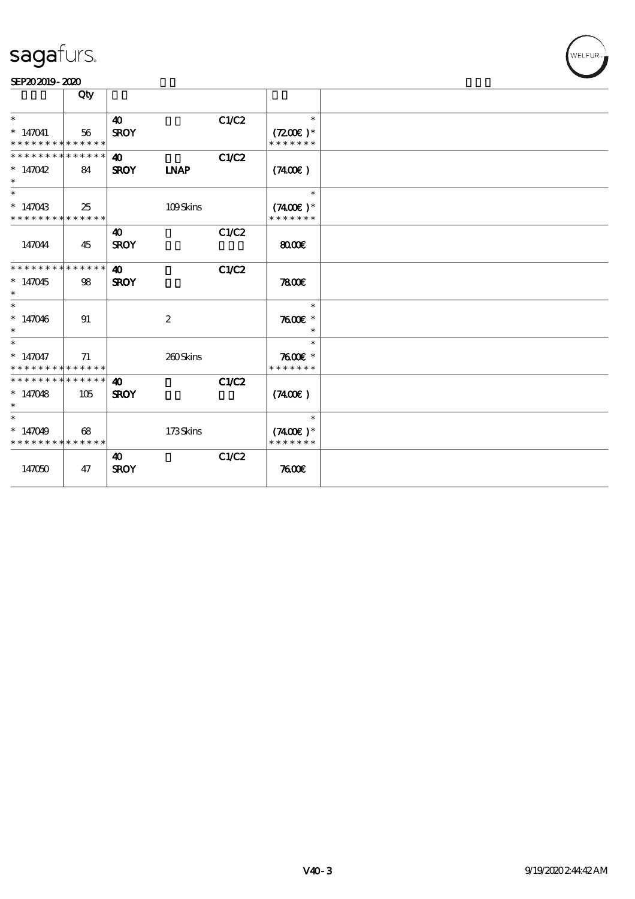| | Qty | | | | | |
|---|---|---|---|---|---|---|
| *<br>* 147041<br>* * * * * * * * * * * * * * | 56 | 40<br>SROY | | C1/C2 | *<br>(72.00€) *<br>* * * * * * * | |
| * * * * * * * * * * * * * *<br>* 147042<br>* | 84 | 40<br>SROY | LNAP | C1/C2 | (74.00€) | |
| *<br>* 147043<br>* * * * * * * * * * * * * * | 25 | | 109 Skins | | *<br>(74.00€) *<br>* * * * * * * | |
| 147044 | 45 | 40<br>SROY | | C1/C2 | 80.00€ | |
| * * * * * * * * * * * * * *<br>* 147045<br>* | 98 | 40<br>SROY | | C1/C2 | 78.00€ | |
| *<br>* 147046<br>* | 91 | | 2 | | *<br>76.00€ *<br>* | |
| *<br>* 147047<br>* * * * * * * * * * * * * * | 71 | | 260 Skins | | *<br>76.00€ *<br>* * * * * * * | |
| * * * * * * * * * * * * * *<br>* 147048<br>* | 105 | 40<br>SROY | | C1/C2 | (74.00€) | |
| *<br>* 147049<br>* * * * * * * * * * * * * * | 68 | | 173 Skins | | *<br>(74.00€) *<br>* * * * * * * | |
| 147050 | 47 | 40<br>SROY | | C1/C2 | 76.00€ | |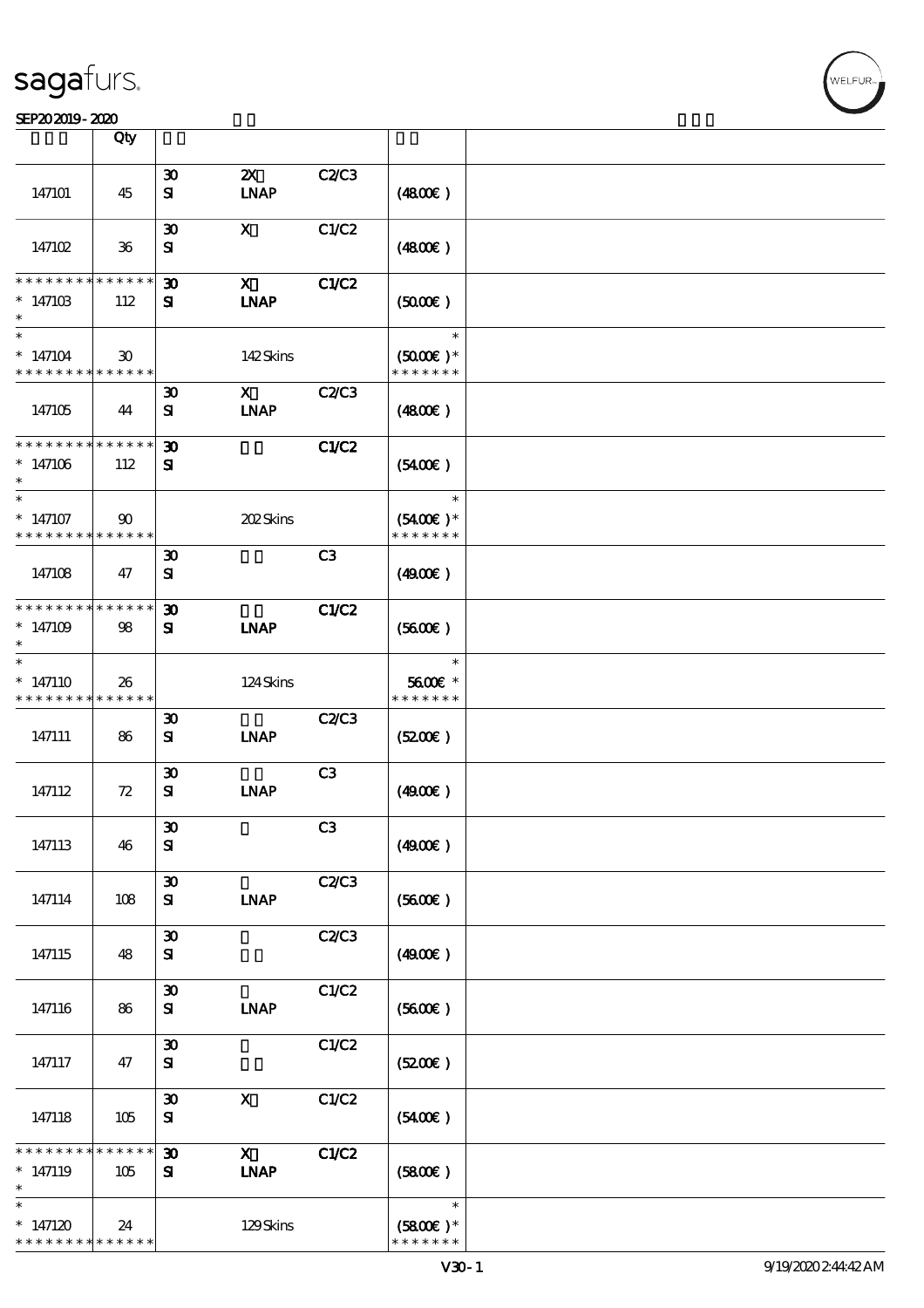| | Qty | | | | | |
|---|---|---|---|---|---|---|
| 147101 | 45 | 30 SI | 2X LNAP | C2/C3 | (48.00€) | |
| 147102 | 36 | 30 SI | X | C1/C2 | (48.00€) | |
| * * * * * * * * * * * * * * 147103 * | 112 | 30 SI | X LNAP | C1/C2 | (50.00€) | |
| * * 147104 * * * * * * * * * * * * * * | 30 | | 142 Skins | | * (50.00€) * * * * * * * * | |
| 147105 | 44 | 30 SI | X LNAP | C2/C3 | (48.00€) | |
| * * * * * * * * * * * * * * 147106 * | 112 | 30 SI | | C1/C2 | (54.00€) | |
| * * 147107 * * * * * * * * * * * * * * | 90 | | 202 Skins | | * (54.00€) * * * * * * * * | |
| 147108 | 47 | 30 SI | | C3 | (49.00€) | |
| * * * * * * * * * * * * * * 147109 * | 98 | 30 SI | LNAP | C1/C2 | (56.00€) | |
| * * 147110 * * * * * * * * * * * * * * | 26 | | 124 Skins | | * 56.00€ * * * * * * * * | |
| 147111 | 86 | 30 SI | LNAP | C2/C3 | (52.00€) | |
| 147112 | 72 | 30 SI | LNAP | C3 | (49.00€) | |
| 147113 | 46 | 30 SI | | C3 | (49.00€) | |
| 147114 | 108 | 30 SI | LNAP | C2/C3 | (56.00€) | |
| 147115 | 48 | 30 SI | | C2/C3 | (49.00€) | |
| 147116 | 86 | 30 SI | LNAP | C1/C2 | (56.00€) | |
| 147117 | 47 | 30 SI | | C1/C2 | (52.00€) | |
| 147118 | 105 | 30 SI | X | C1/C2 | (54.00€) | |
| * * * * * * * * * * * * * * 147119 * | 105 | 30 SI | X LNAP | C1/C2 | (58.00€) | |
| * * 147120 * * * * * * * * * * * * * * | 24 | | 129 Skins | | * (58.00€) * * * * * * * * | |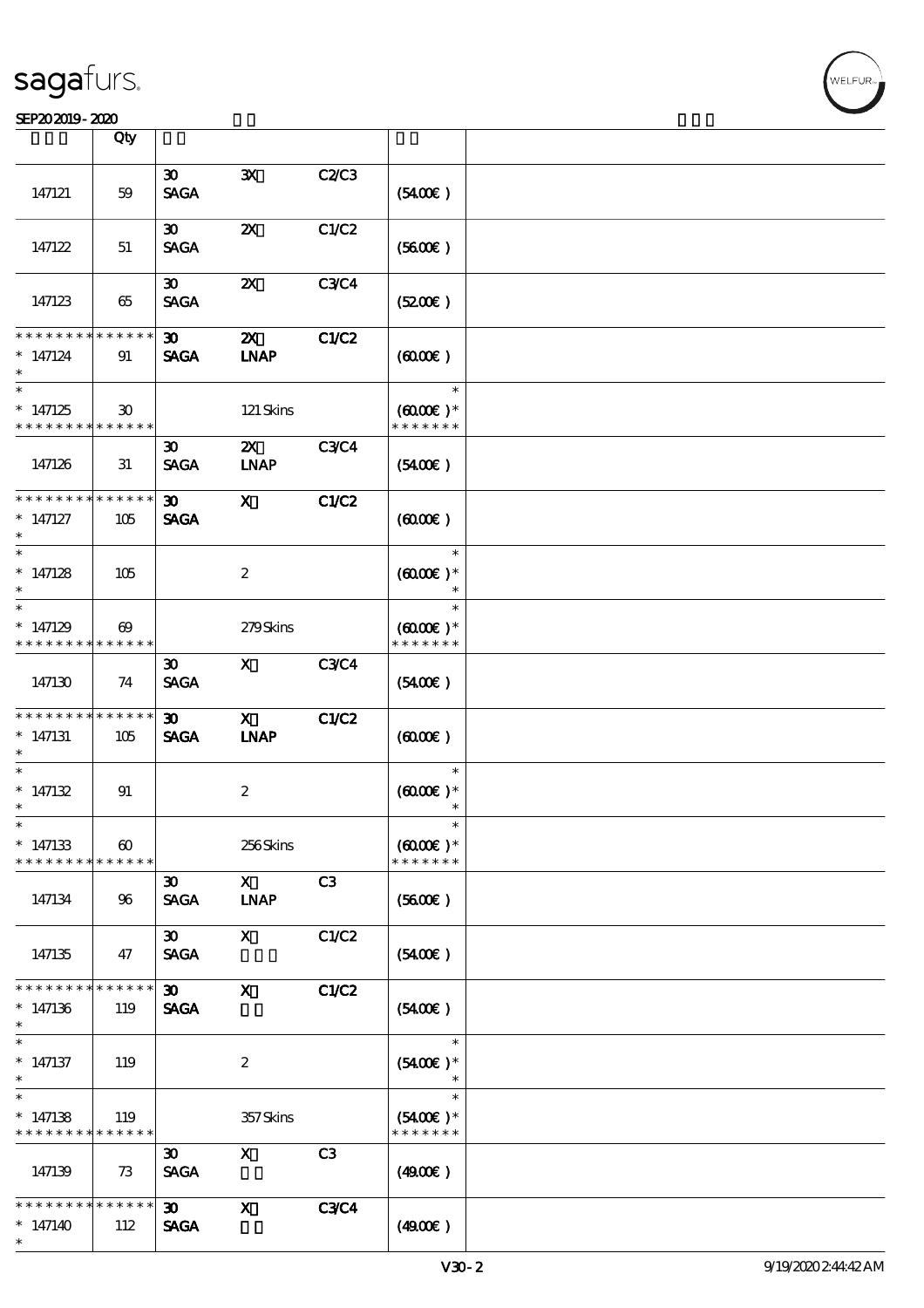| | Qty | | | | | |
|---|---|---|---|---|---|---|
| 147121 | 59 | 30 SAGA | 3X | C2/C3 | (54.00€) | |
| 147122 | 51 | 30 SAGA | 2X | C1/C2 | (56.00€) | |
| 147123 | 65 | 30 SAGA | 2X | C3/C4 | (52.00€) | |
| * * * * * * * * * * * * * * 147124 * | 91 | 30 SAGA | 2X LNAP | C1/C2 | (60.00€) | |
| * 147125 * * * * * * * * * * * * * * | 30 | | 121 Skins | | * (60.00€) * * * * * * * * | |
| 147126 | 31 | 30 SAGA | 2X LNAP | C3/C4 | (54.00€) | |
| * * * * * * * * * * * * * * 147127 * | 105 | 30 SAGA | X | C1/C2 | (60.00€) | |
| * 147128 * | 105 | | 2 | | * (60.00€) * * | |
| * 147129 * * * * * * * * * * * * * * | 69 | | 279 Skins | | * (60.00€) * * * * * * * * | |
| 147130 | 74 | 30 SAGA | X | C3/C4 | (54.00€) | |
| * * * * * * * * * * * * * * 147131 * | 105 | 30 SAGA | X LNAP | C1/C2 | (60.00€) | |
| * 147132 * | 91 | | 2 | | * (60.00€) * * | |
| * 147133 * * * * * * * * * * * * * * | 60 | | 256 Skins | | * (60.00€) * * * * * * * * | |
| 147134 | 96 | 30 SAGA | X LNAP | C3 | (56.00€) | |
| 147135 | 47 | 30 SAGA | X | C1/C2 | (54.00€) | |
| * * * * * * * * * * * * * * 147136 * | 119 | 30 SAGA | X | C1/C2 | (54.00€) | |
| * 147137 * | 119 | | 2 | | * (54.00€) * * | |
| * 147138 * * * * * * * * * * * * * * | 119 | | 357 Skins | | * (54.00€) * * * * * * * * | |
| 147139 | 73 | 30 SAGA | X | C3 | (49.00€) | |
| * * * * * * * * * * * * * * 147140 * | 112 | 30 SAGA | X | C3/C4 | (49.00€) | |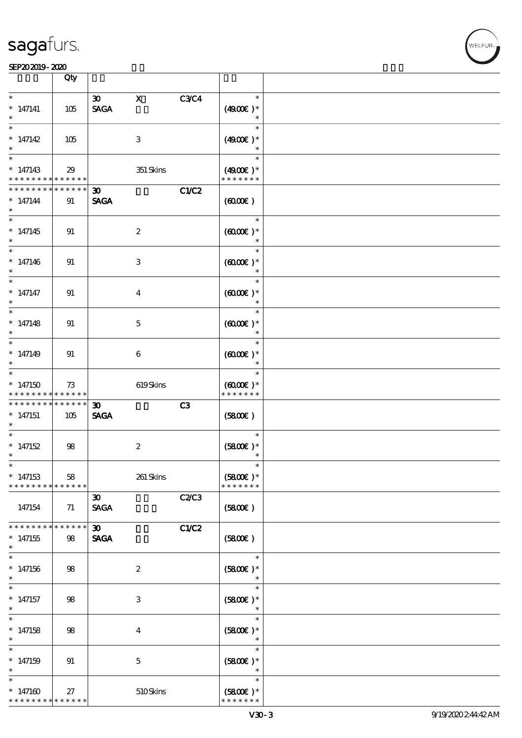| | Qty | | | | |
|---|---|---|---|---|---|
| * 147141 * | 105 | 30 SAGA | X | C3/C4 | * (49.00€) * * |
| * 147142 * | 105 | | 3 | | * (49.00€) * * |
| * 147143 * * * * * * * * * * * * * * | 29 | | 351 Skins | | * (49.00€) * * * * * * * * |
| * * * * * * * * * * * * * * 147144 * | 91 | 30 SAGA | | C1/C2 | (60.00€) |
| * 147145 * | 91 | | 2 | | * (60.00€) * * |
| * 147146 * | 91 | | 3 | | * (60.00€) * * |
| * 147147 * | 91 | | 4 | | * (60.00€) * * |
| * 147148 * | 91 | | 5 | | * (60.00€) * * |
| * 147149 * | 91 | | 6 | | * (60.00€) * * |
| * 147150 * * * * * * * * * * * * * * | 73 | | 619 Skins | | * (60.00€) * * * * * * * * |
| * * * * * * * * * * * * * * 147151 * | 105 | 30 SAGA | | C3 | (58.00€) |
| * 147152 * | 98 | | 2 | | * (58.00€) * * |
| * 147153 * * * * * * * * * * * * * * | 58 | | 261 Skins | | * (58.00€) * * * * * * * * |
| 147154 | 71 | 30 SAGA | | C2/C3 | (58.00€) |
| * * * * * * * * * * * * * * 147155 * | 98 | 30 SAGA | | C1/C2 | (58.00€) |
| * 147156 * | 98 | | 2 | | * (58.00€) * * |
| * 147157 * | 98 | | 3 | | * (58.00€) * * |
| * 147158 * | 98 | | 4 | | * (58.00€) * * |
| * 147159 * | 91 | | 5 | | * (58.00€) * * |
| * 147160 * * * * * * * * * * * * * * | 27 | | 510 Skins | | * (58.00€) * * * * * * * * |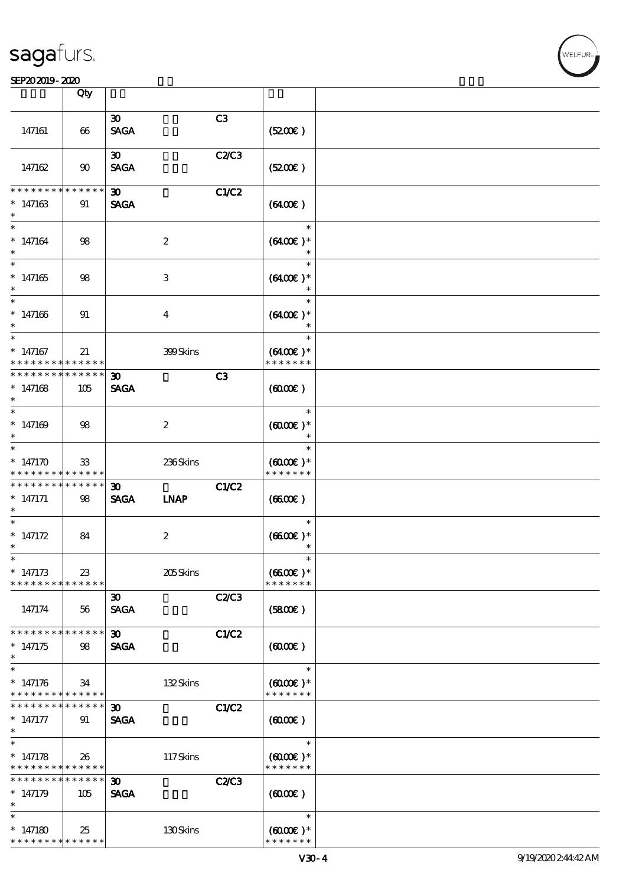| | Qty | | | | | |
|---|---|---|---|---|---|---|
| 147161 | 66 | 30 SAGA | | C3 | (52.00€) | |
| 147162 | 90 | 30 SAGA | | C2/C3 | (52.00€) | |
| * * * * * * * * * * * * * * * 147163 * | 91 | 30 SAGA | | C1/C2 | (64.00€) | |
| * * 147164 * | 98 | | 2 | | * (64.00€) * * | |
| * * 147165 * | 98 | | 3 | | * (64.00€) * * | |
| * * 147166 * | 91 | | 4 | | * (64.00€) * * | |
| * * 147167 * * * * * * * * * * * * * * | 21 | | 399 Skins | | * (64.00€) * * * * * * * * | |
| * * * * * * * * * * * * * * * 147168 * | 105 | 30 SAGA | | C3 | (60.00€) | |
| * * 147169 * | 98 | | 2 | | * (60.00€) * * | |
| * * 147170 * * * * * * * * * * * * * * | 33 | | 236 Skins | | * (60.00€) * * * * * * * * | |
| * * * * * * * * * * * * * * * 147171 * | 98 | 30 SAGA | LNAP | C1/C2 | (66.00€) | |
| * * 147172 * | 84 | | 2 | | * (66.00€) * * | |
| * * 147173 * * * * * * * * * * * * * * | 23 | | 205 Skins | | * (66.00€) * * * * * * * * | |
| 147174 | 56 | 30 SAGA | | C2/C3 | (58.00€) | |
| * * * * * * * * * * * * * * * 147175 * | 98 | 30 SAGA | | C1/C2 | (60.00€) | |
| * * 147176 * * * * * * * * * * * * * * | 34 | | 132 Skins | | * (60.00€) * * * * * * * * | |
| * * * * * * * * * * * * * * * 147177 * | 91 | 30 SAGA | | C1/C2 | (60.00€) | |
| * * 147178 * * * * * * * * * * * * * * | 26 | | 117 Skins | | * (60.00€) * * * * * * * * | |
| * * * * * * * * * * * * * * * 147179 * | 105 | 30 SAGA | | C2/C3 | (60.00€) | |
| * * 147180 * * * * * * * * * * * * * * | 25 | | 130 Skins | | * (60.00€) * * * * * * * * | |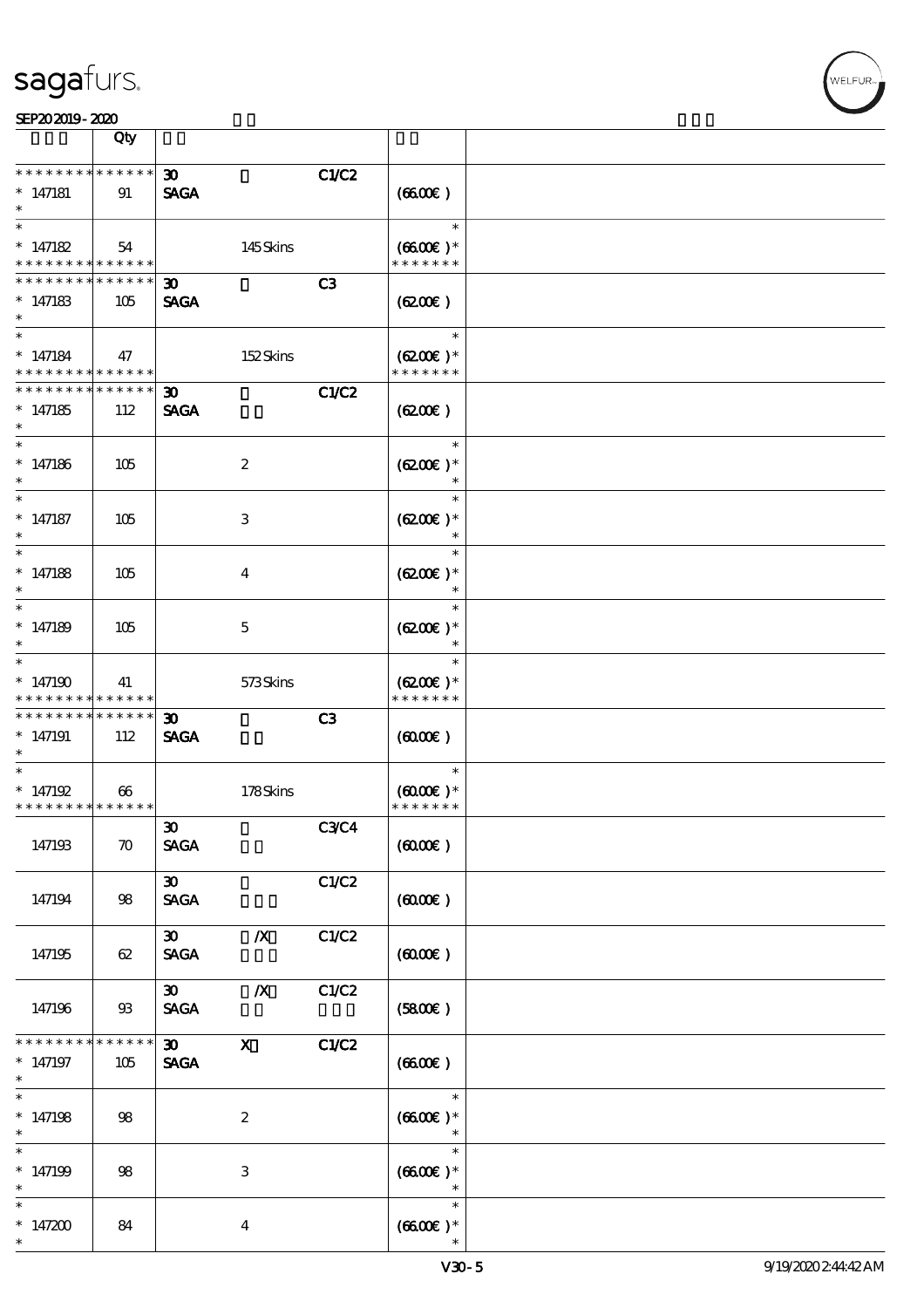| | Qty | | | | | |
|---|---|---|---|---|---|---|
| * * * * * * * * * * * * * * | | 30 | | C1/C2 | | |
| * 147181 | 91 | SAGA | | | (66.00€ ) | |
| * | | | | | | |
| * | | | | | * | |
| * 147182 | 54 | | 145 Skins | | (66.00€ )* | |
| * * * * * * * * * * * * * * | | | | | * * * * * * * | |
| * * * * * * * * * * * * * * | | 30 | | C3 | | |
| * 147183 | 105 | SAGA | | | (62.00€ ) | |
| * | | | | | | |
| * | | | | | * | |
| * 147184 | 47 | | 152 Skins | | (62.00€ )* | |
| * * * * * * * * * * * * * * | | | | | * * * * * * * | |
| * * * * * * * * * * * * * * | | 30 | | C1/C2 | | |
| * 147185 | 112 | SAGA | | | (62.00€ ) | |
| * | | | | | | |
| * | | | | | * | |
| * 147186 | 105 | | 2 | | (62.00€ )* | |
| * | | | | | * | |
| * | | | | | * | |
| * 147187 | 105 | | 3 | | (62.00€ )* | |
| * | | | | | * | |
| * | | | | | * | |
| * 147188 | 105 | | 4 | | (62.00€ )* | |
| * | | | | | * | |
| * | | | | | * | |
| * 147189 | 105 | | 5 | | (62.00€ )* | |
| * | | | | | * | |
| * | | | | | * | |
| * 147190 | 41 | | 573 Skins | | (62.00€ )* | |
| * * * * * * * * * * * * * * | | | | | * * * * * * * | |
| * * * * * * * * * * * * * * | | 30 | | C3 | | |
| * 147191 | 112 | SAGA | | | (60.00€ ) | |
| * | | | | | | |
| * | | | | | * | |
| * 147192 | 66 | | 178 Skins | | (60.00€ )* | |
| * * * * * * * * * * * * * * | | | | | * * * * * * * | |
| | | 30 | | C3/C4 | | |
| 147193 | 70 | SAGA | | | (60.00€ ) | |
| | | 30 | | C1/C2 | | |
| 147194 | 98 | SAGA | | | (60.00€ ) | |
| | | 30 | /X | C1/C2 | | |
| 147195 | 62 | SAGA | | | (60.00€ ) | |
| | | 30 | /X | C1/C2 | | |
| 147196 | 93 | SAGA | | | (58.00€ ) | |
| * * * * * * * * * * * * * * | | 30 | X | C1/C2 | | |
| * 147197 | 105 | SAGA | | | (66.00€ ) | |
| * | | | | | | |
| * | | | | | * | |
| * 147198 | 98 | | 2 | | (66.00€ )* | |
| * | | | | | * | |
| * | | | | | * | |
| * 147199 | 98 | | 3 | | (66.00€ )* | |
| * | | | | | * | |
| * | | | | | * | |
| * 147200 | 84 | | 4 | | (66.00€ )* | |
| * | | | | | * | |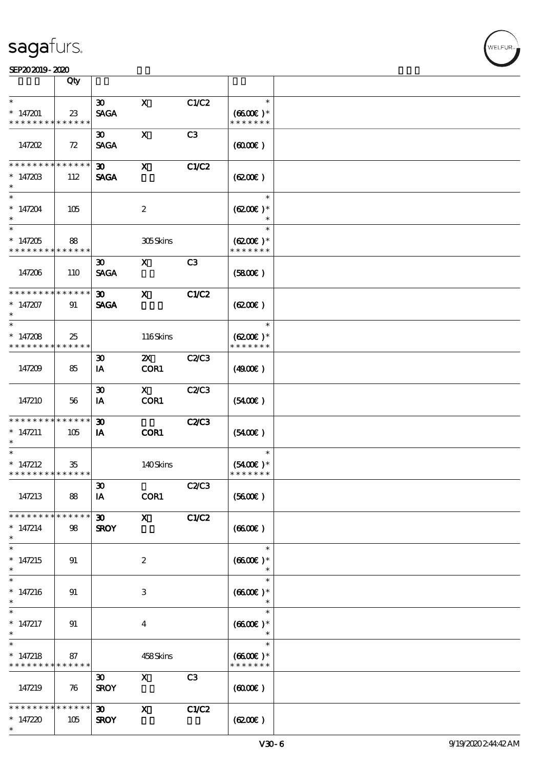| | Qty | | | | | |
|---|---|---|---|---|---|---|
| * | | 30 | X | C1/C2 | * | |
| * 147201 | 23 | SAGA | | | (66.00€) * | |
| * * * * * * * * * * * * * * | | | | | * * * * * * * | |
| 147202 | 72 | 30 SAGA | X | C3 | (60.00€) | |
| * * * * * * * * * * * * * * | | 30 | X | C1/C2 | | |
| * 147203 | 112 | SAGA | | | (62.00€) | |
| * | | | | | | |
| * | | | | | * | |
| * 147204 | 105 | | 2 | | (62.00€) * | |
| * | | | | | * | |
| * | | | | | * | |
| * 147205 | 88 | | 305 Skins | | (62.00€) * | |
| * * * * * * * * * * * * * * | | | | | * * * * * * * | |
| 147206 | 110 | 30 SAGA | X | C3 | (58.00€) | |
| * * * * * * * * * * * * * * | | 30 | X | C1/C2 | | |
| * 147207 | 91 | SAGA | | | (62.00€) | |
| * | | | | | | |
| * | | | | | * | |
| * 147208 | 25 | | 116 Skins | | (62.00€) * | |
| * * * * * * * * * * * * * * | | | | | * * * * * * * | |
| 147209 | 85 | 30 IA | 2X COR1 | C2/C3 | (49.00€) | |
| 147210 | 56 | 30 IA | X COR1 | C2/C3 | (54.00€) | |
| * * * * * * * * * * * * * * | | 30 | | C2/C3 | | |
| * 147211 | 105 | IA | COR1 | | (54.00€) | |
| * | | | | | | |
| * | | | | | * | |
| * 147212 | 35 | | 140 Skins | | (54.00€) * | |
| * * * * * * * * * * * * * * | | | | | * * * * * * * | |
| 147213 | 88 | 30 IA | COR1 | C2/C3 | (56.00€) | |
| * * * * * * * * * * * * * * | | 30 | X | C1/C2 | | |
| * 147214 | 98 | SROY | | | (66.00€) | |
| * | | | | | | |
| * | | | | | * | |
| * 147215 | 91 | | 2 | | (66.00€) * | |
| * | | | | | * | |
| * | | | | | * | |
| * 147216 | 91 | | 3 | | (66.00€) * | |
| * | | | | | * | |
| * | | | | | * | |
| * 147217 | 91 | | 4 | | (66.00€) * | |
| * | | | | | * | |
| * | | | | | * | |
| * 147218 | 87 | | 458 Skins | | (66.00€) * | |
| * * * * * * * * * * * * * * | | | | | * * * * * * * | |
| 147219 | 76 | 30 SROY | X | C3 | (60.00€) | |
| * * * * * * * * * * * * * * | | 30 | X | C1/C2 | | |
| * 147220 | 105 | SROY | | | (62.00€) | |
| * | | | | | | |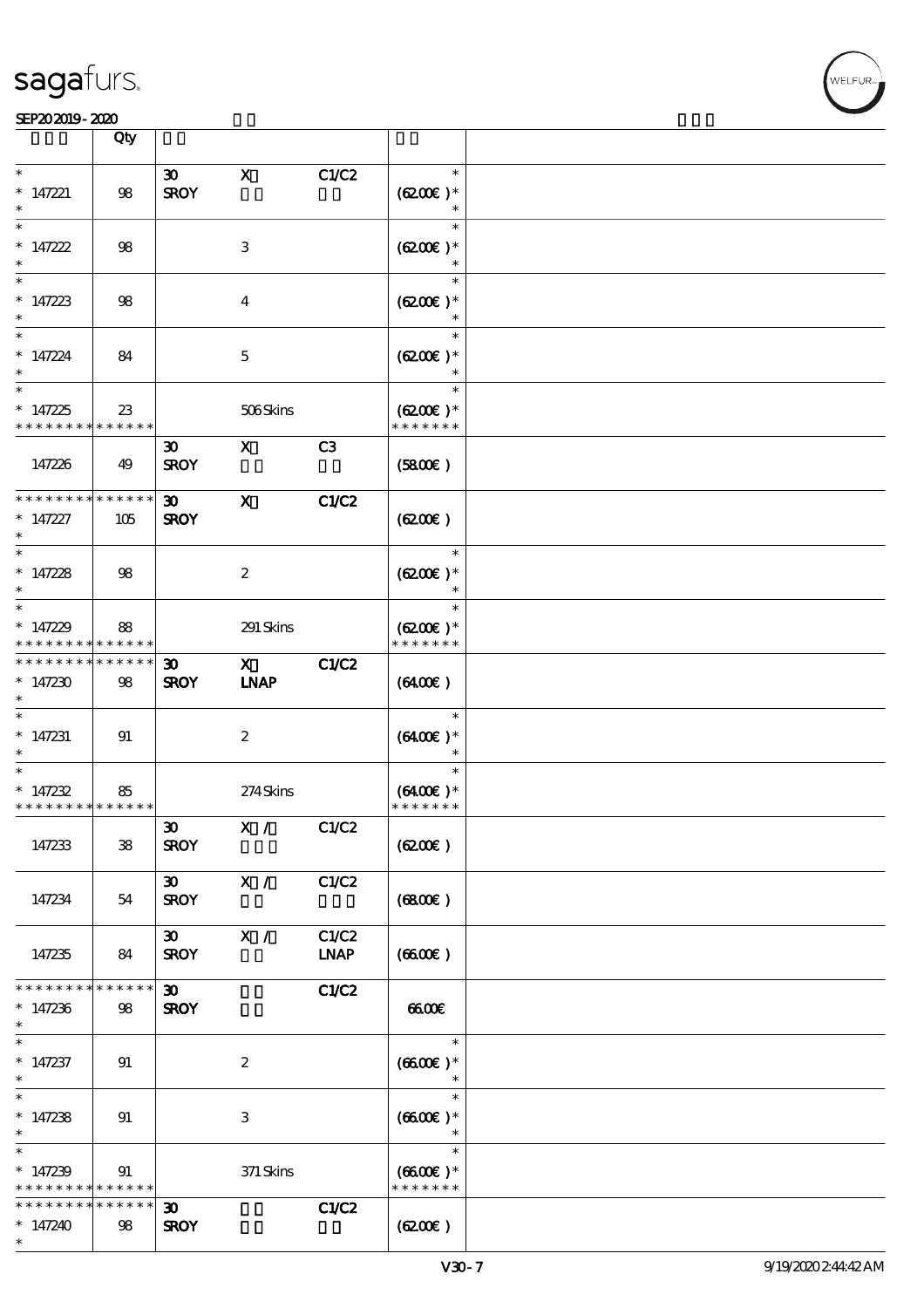| | Qty | | | | | |
|---|---|---|---|---|---|---|
| * <br> * 147221 <br> * | 98 | 30 <br> SROY | X | C1/C2 | * <br> (62.00€) * <br> * | |
| * <br> * 147222 <br> * | 98 | | 3 | | * <br> (62.00€) * <br> * | |
| * <br> * 147223 <br> * | 98 | | 4 | | * <br> (62.00€) * <br> * | |
| * <br> * 147224 <br> * | 84 | | 5 | | * <br> (62.00€) * <br> * | |
| * <br> * 147225 <br> * * * * * * * * * * * * * * | 23 | | 506 Skins | | * <br> (62.00€) * <br> * * * * * * * | |
| 147226 | 49 | 30 <br> SROY | X | C3 | (58.00€) | |
| * * * * * * * * * * * * * * <br> * 147227 <br> * | 105 | 30 <br> SROY | X | C1/C2 | (62.00€) | |
| * <br> * 147228 <br> * | 98 | | 2 | | * <br> (62.00€) * <br> * | |
| * <br> * 147229 <br> * * * * * * * * * * * * * * | 88 | | 291 Skins | | * <br> (62.00€) * <br> * * * * * * * | |
| * * * * * * * * * * * * * * <br> * 147230 <br> * | 98 | 30 <br> SROY | X <br> LNAP | C1/C2 | (64.00€) | |
| * <br> * 147231 <br> * | 91 | | 2 | | * <br> (64.00€) * <br> * | |
| * <br> * 147232 <br> * * * * * * * * * * * * * * | 85 | | 274 Skins | | * <br> (64.00€) * <br> * * * * * * * | |
| 147233 | 38 | 30 <br> SROY | X / | C1/C2 | (62.00€) | |
| 147234 | 54 | 30 <br> SROY | X / | C1/C2 | (68.00€) | |
| 147235 | 84 | 30 <br> SROY | X / | C1/C2 <br> LNAP | (66.00€) | |
| * * * * * * * * * * * * * * <br> * 147236 <br> * | 98 | 30 <br> SROY | | C1/C2 | 66.00€ | |
| * <br> * 147237 <br> * | 91 | | 2 | | * <br> (66.00€) * <br> * | |
| * <br> * 147238 <br> * | 91 | | 3 | | * <br> (66.00€) * <br> * | |
| * <br> * 147239 <br> * * * * * * * * * * * * * * | 91 | | 371 Skins | | * <br> (66.00€) * <br> * * * * * * * | |
| * * * * * * * * * * * * * * <br> * 147240 <br> * | 98 | 30 <br> SROY | | C1/C2 | (62.00€) | |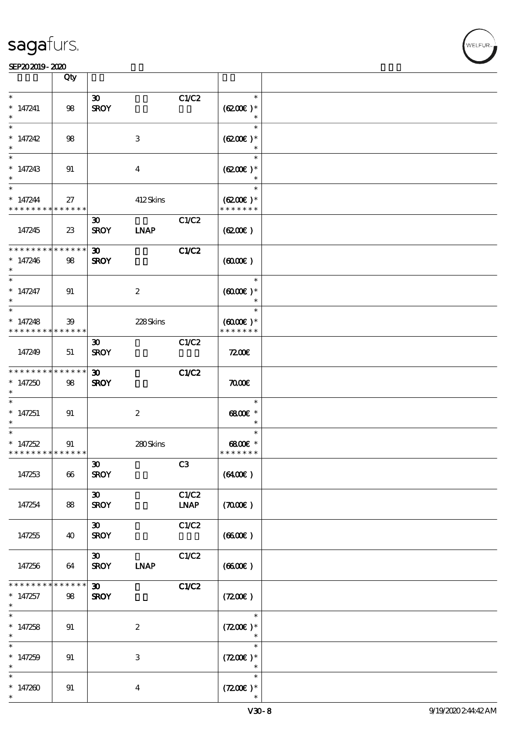| | Qty | | | | | |
|---|---|---|---|---|---|---|
| * <br> * 147241 <br> * | 98 | 30 <br> SROY | | C1/C2 | * <br> (62.00€) * <br> * | |
| * <br> * 147242 <br> * | 98 | | 3 | | * <br> (62.00€) * <br> * | |
| * <br> * 147243 <br> * | 91 | | 4 | | * <br> (62.00€) * <br> * | |
| * <br> * 147244 <br> * * * * * * * * * * * * * * | 27 | | 412 Skins | | * <br> (62.00€) * <br> * * * * * * * | |
| 147245 | 23 | 30 <br> SROY | LNAP | C1/C2 | (62.00€) | |
| * * * * * * * * * * * * * * <br> * 147246 <br> * | 98 | 30 <br> SROY | | C1/C2 | (60.00€) | |
| * <br> * 147247 <br> * | 91 | | 2 | | * <br> (60.00€) * <br> * | |
| * <br> * 147248 <br> * * * * * * * * * * * * * * | 39 | | 228 Skins | | * <br> (60.00€) * <br> * * * * * * * | |
| 147249 | 51 | 30 <br> SROY | | C1/C2 | 72.00€ | |
| * * * * * * * * * * * * * * <br> * 147250 <br> * | 98 | 30 <br> SROY | | C1/C2 | 70.00€ | |
| * <br> * 147251 <br> * | 91 | | 2 | | * <br> 68.00€ * <br> * | |
| * <br> * 147252 <br> * * * * * * * * * * * * * * | 91 | | 280 Skins | | * <br> 68.00€ * <br> * * * * * * * | |
| 147253 | 66 | 30 <br> SROY | | C3 | (64.00€) | |
| 147254 | 88 | 30 <br> SROY | | C1/C2 <br> LNAP | (70.00€) | |
| 147255 | 40 | 30 <br> SROY | | C1/C2 | (66.00€) | |
| 147256 | 64 | 30 <br> SROY | LNAP | C1/C2 | (66.00€) | |
| * * * * * * * * * * * * * * <br> * 147257 <br> * | 98 | 30 <br> SROY | | C1/C2 | (72.00€) | |
| * <br> * 147258 <br> * | 91 | | 2 | | * <br> (72.00€) * <br> * | |
| * <br> * 147259 <br> * | 91 | | 3 | | * <br> (72.00€) * <br> * | |
| * <br> * 147260 <br> * | 91 | | 4 | | * <br> (72.00€) * <br> * | |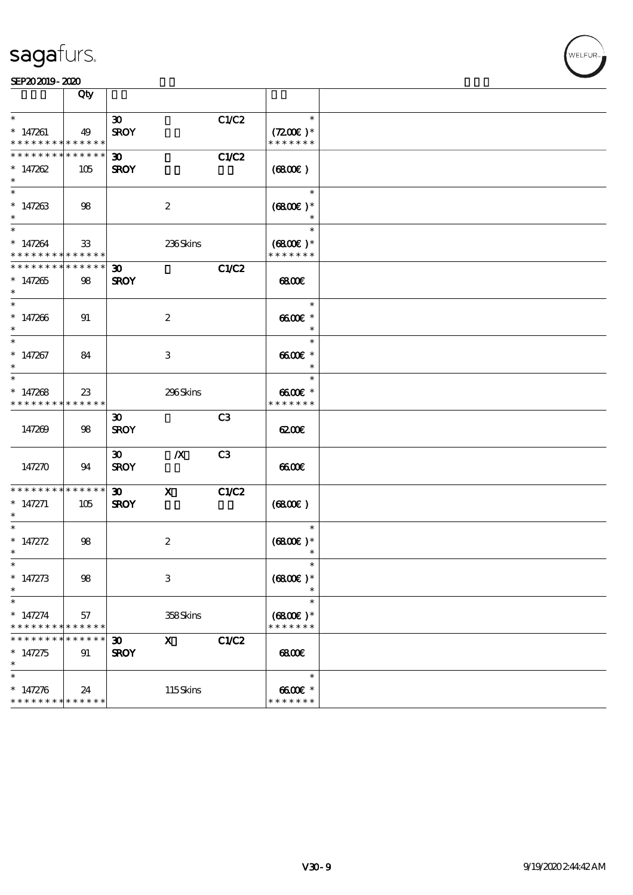**sagafurs.**

SEP20 2019 - 2020

| | Qty | | | | | |
|---|---|---|---|---|---|---|
| *<br>* 147261<br>* * * * * * * * * * * * * * | 49 | 30<br>SROY | | C1/C2 | *<br>(72.00€) *<br>* * * * * * * | |
| * * * * * * * * * * * * * *<br>* 147262<br>* | 105 | 30<br>SROY | | C1/C2 | (68.00€) | |
| *<br>* 147263<br>* | 98 | | 2 | | *<br>(68.00€) *<br>* | |
| *<br>* 147264<br>* * * * * * * * * * * * * * | 33 | | 236 Skins | | *<br>(68.00€) *<br>* * * * * * * | |
| * * * * * * * * * * * * * *<br>* 147265<br>* | 98 | 30<br>SROY | | C1/C2 | 68.00€ | |
| *<br>* 147266<br>* | 91 | | 2 | | *<br>66.00€ *<br>* | |
| *<br>* 147267<br>* | 84 | | 3 | | *<br>66.00€ *<br>* | |
| *<br>* 147268<br>* * * * * * * * * * * * * * | 23 | | 296 Skins | | *<br>66.00€ *<br>* * * * * * * | |
| 147269 | 98 | 30<br>SROY | | C3 | 62.00€ | |
| 147270 | 94 | 30<br>SROY | /X | C3 | 66.00€ | |
| * * * * * * * * * * * * * *<br>* 147271<br>* | 105 | 30<br>SROY | X | C1/C2 | (68.00€) | |
| *<br>* 147272<br>* | 98 | | 2 | | *<br>(68.00€) *<br>* | |
| *<br>* 147273<br>* | 98 | | 3 | | *<br>(68.00€) *<br>* | |
| *<br>* 147274<br>* * * * * * * * * * * * * * | 57 | | 358 Skins | | *<br>(68.00€) *<br>* * * * * * * | |
| * * * * * * * * * * * * * *<br>* 147275<br>* | 91 | 30<br>SROY | X | C1/C2 | 68.00€ | |
| *<br>* 147276<br>* * * * * * * * * * * * * * | 24 | | 115 Skins | | *<br>66.00€ *<br>* * * * * * * | |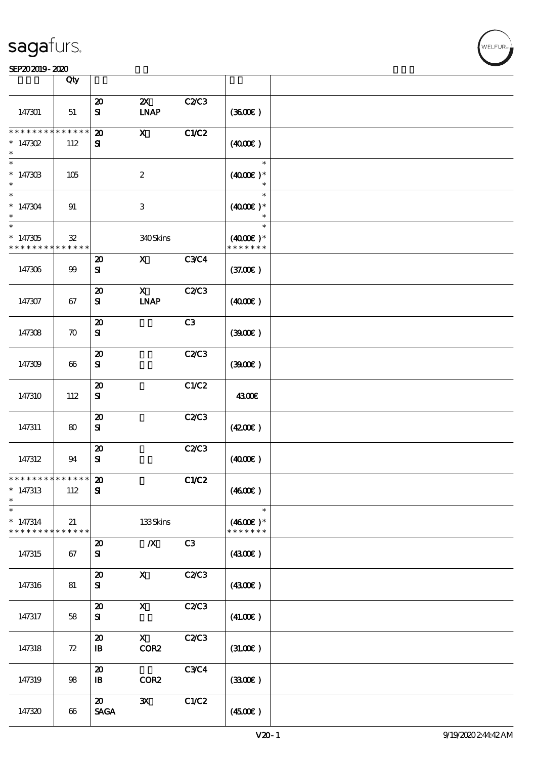| | Qty | | | | | |
|---|---|---|---|---|---|---|
| 147301 | 51 | 20<br>SI | 2X<br>LNAP | C2/C3 | (36.00€) | |
| * * * * * * * * * * * * * *<br>* 147302<br>* | 112 | 20<br>SI | X | C1/C2 | (40.00€) | |
| *<br>* 147303<br>* | 105 | | 2 | | *<br>(40.00€) *<br>* | |
| *<br>* 147304<br>* | 91 | | 3 | | *<br>(40.00€) *<br>* | |
| *<br>* 147305<br>* * * * * * * * * * * * * * | 32 | | 340 Skins | | *<br>(40.00€) *<br>* * * * * * * | |
| 147306 | 99 | 20<br>SI | X | C3/C4 | (37.00€) | |
| 147307 | 67 | 20<br>SI | X<br>LNAP | C2/C3 | (40.00€) | |
| 147308 | 70 | 20<br>SI | | C3 | (39.00€) | |
| 147309 | 66 | 20<br>SI | | C2/C3 | (39.00€) | |
| 147310 | 112 | 20<br>SI | | C1/C2 | 43.00€ | |
| 147311 | 80 | 20<br>SI | | C2/C3 | (42.00€) | |
| 147312 | 94 | 20<br>SI | | C2/C3 | (40.00€) | |
| * * * * * * * * * * * * * *<br>* 147313<br>* | 112 | 20<br>SI | | C1/C2 | (46.00€) | |
| *<br>* 147314<br>* * * * * * * * * * * * * * | 21 | | 133 Skins | | *<br>(46.00€) *<br>* * * * * * * | |
| 147315 | 67 | 20<br>SI | /X | C3 | (43.00€) | |
| 147316 | 81 | 20<br>SI | X | C2/C3 | (43.00€) | |
| 147317 | 58 | 20<br>SI | X | C2/C3 | (41.00€) | |
| 147318 | 72 | 20<br>IB | X<br>COR2 | C2/C3 | (31.00€) | |
| 147319 | 98 | 20<br>IB | <br>COR2 | C3/C4 | (33.00€) | |
| 147320 | 66 | 20<br>SAGA | 3X | C1/C2 | (45.00€) | |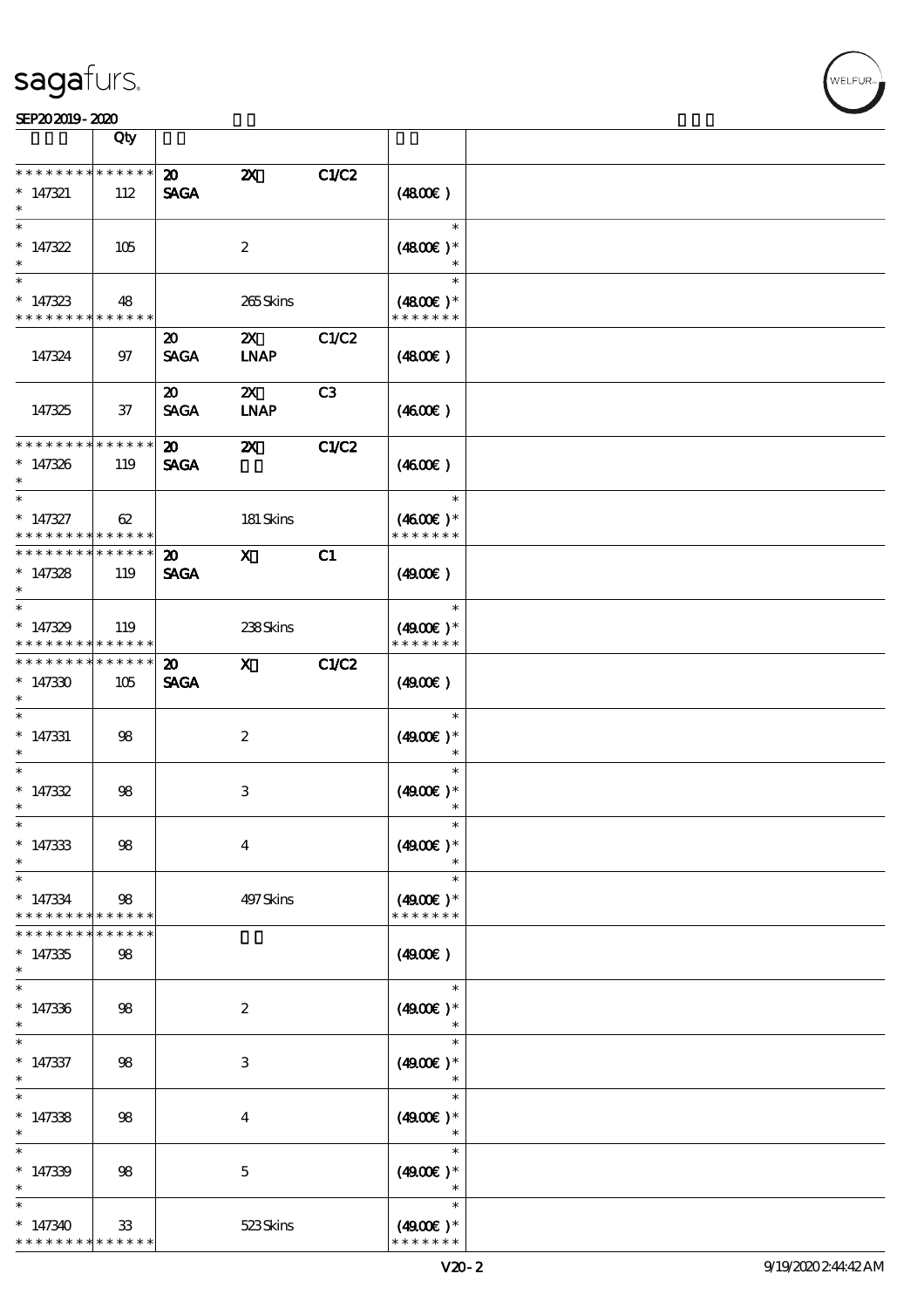| | Qty | | | | | |
|---|---|---|---|---|---|---|
| * * * * * * * * * * * * * * | | 20 | 2X | C1/C2 | | |
| * 147321 | 112 | SAGA | | | (48.00€) | |
| * | | | | | | |
| * | | | | | * | |
| * 147322 | 105 | | 2 | | (48.00€) * | |
| * | | | | | * | |
| * | | | | | * | |
| * 147323 | 48 | | 265 Skins | | (48.00€) * | |
| * * * * * * * * * * * * * * | | | | | * * * * * * * | |
| | | 20 | 2X | C1/C2 | | |
| 147324 | 97 | SAGA | LNAP | | (48.00€) | |
| | | 20 | 2X | C3 | | |
| 147325 | 37 | SAGA | LNAP | | (46.00€) | |
| * * * * * * * * * * * * * * | | 20 | 2X | C1/C2 | | |
| * 147326 | 119 | SAGA | | | (46.00€) | |
| * | | | | | | |
| * | | | | | * | |
| * 147327 | 62 | | 181 Skins | | (46.00€) * | |
| * * * * * * * * * * * * * * | | | | | * * * * * * * | |
| * * * * * * * * * * * * * * | | 20 | X | C1 | | |
| * 147328 | 119 | SAGA | | | (49.00€) | |
| * | | | | | | |
| * | | | | | * | |
| * 147329 | 119 | | 238 Skins | | (49.00€) * | |
| * * * * * * * * * * * * * * | | | | | * * * * * * * | |
| * * * * * * * * * * * * * * | | 20 | X | C1/C2 | | |
| * 147330 | 105 | SAGA | | | (49.00€) | |
| * | | | | | | |
| * | | | | | * | |
| * 147331 | 98 | | 2 | | (49.00€) * | |
| * | | | | | * | |
| * | | | | | * | |
| * 147332 | 98 | | 3 | | (49.00€) * | |
| * | | | | | * | |
| * | | | | | * | |
| * 147333 | 98 | | 4 | | (49.00€) * | |
| * | | | | | * | |
| * | | | | | * | |
| * 147334 | 98 | | 497 Skins | | (49.00€) * | |
| * * * * * * * * * * * * * * | | | | | * * * * * * * | |
| * * * * * * * * * * * * * * | | | | | | |
| * 147335 | 98 | | | | (49.00€) | |
| * | | | | | | |
| * | | | | | * | |
| * 147336 | 98 | | 2 | | (49.00€) * | |
| * | | | | | * | |
| * | | | | | * | |
| * 147337 | 98 | | 3 | | (49.00€) * | |
| * | | | | | * | |
| * | | | | | * | |
| * 147338 | 98 | | 4 | | (49.00€) * | |
| * | | | | | * | |
| * | | | | | * | |
| * 147339 | 98 | | 5 | | (49.00€) * | |
| * | | | | | * | |
| * | | | | | * | |
| * 147340 | 33 | | 523 Skins | | (49.00€) * | |
| * * * * * * * * * * * * * * | | | | | * * * * * * * | |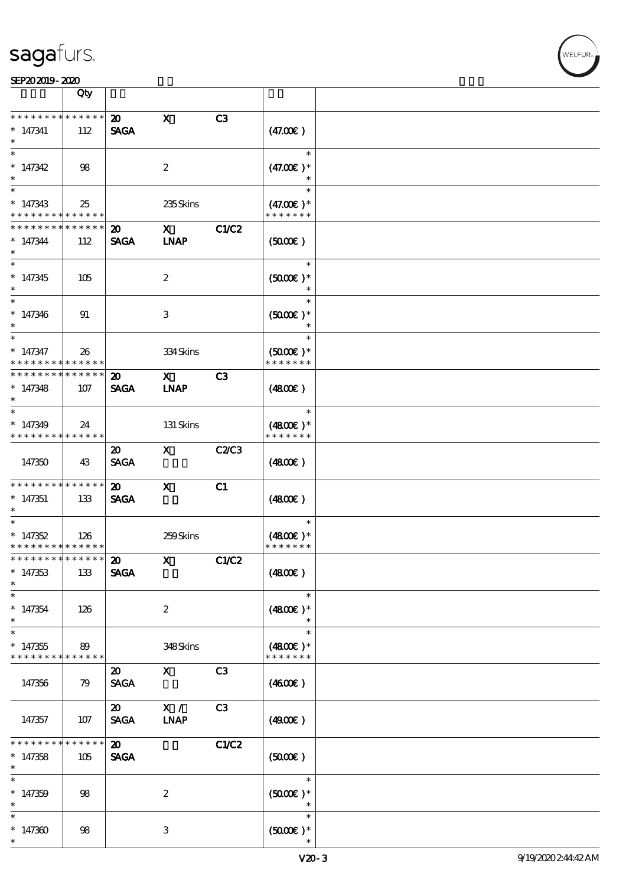| | Qty | | | | | |
|---|---|---|---|---|---|---|
| * * * * * * * * * * * * * * | | 20 | X | C3 | | |
| * 147341 | 112 | SAGA | | | (47.00€) | |
| * | | | | | | |
| * | | | | | * | |
| * 147342 | 98 | | 2 | | (47.00€) * | |
| * | | | | | * | |
| * | | | | | * | |
| * 147343 | 25 | | 235 Skins | | (47.00€) * | |
| * * * * * * * * * * * * * * | | | | | * * * * * * * | |
| * * * * * * * * * * * * * * | | 20 | X | C1/C2 | | |
| * 147344 | 112 | SAGA | LNAP | | (50.00€) | |
| * | | | | | | |
| * | | | | | * | |
| * 147345 | 105 | | 2 | | (50.00€) * | |
| * | | | | | * | |
| * | | | | | * | |
| * 147346 | 91 | | 3 | | (50.00€) * | |
| * | | | | | * | |
| * | | | | | * | |
| * 147347 | 26 | | 334 Skins | | (50.00€) * | |
| * * * * * * * * * * * * * * | | | | | * * * * * * * | |
| * * * * * * * * * * * * * * | | 20 | X | C3 | | |
| * 147348 | 107 | SAGA | LNAP | | (48.00€) | |
| * | | | | | | |
| * | | | | | * | |
| * 147349 | 24 | | 131 Skins | | (48.00€) * | |
| * * * * * * * * * * * * * * | | | | | * * * * * * * | |
| | | 20 | X | C2/C3 | | |
| 147350 | 43 | SAGA | | | (48.00€) | |
| * * * * * * * * * * * * * * | | 20 | X | C1 | | |
| * 147351 | 133 | SAGA | | | (48.00€) | |
| * | | | | | | |
| * | | | | | * | |
| * 147352 | 126 | | 259 Skins | | (48.00€) * | |
| * * * * * * * * * * * * * * | | | | | * * * * * * * | |
| * * * * * * * * * * * * * * | | 20 | X | C1/C2 | | |
| * 147353 | 133 | SAGA | | | (48.00€) | |
| * | | | | | | |
| * | | | | | * | |
| * 147354 | 126 | | 2 | | (48.00€) * | |
| * | | | | | * | |
| * | | | | | * | |
| * 147355 | 89 | | 348 Skins | | (48.00€) * | |
| * * * * * * * * * * * * * * | | | | | * * * * * * * | |
| | | 20 | X | C3 | | |
| 147356 | 79 | SAGA | | | (46.00€) | |
| | | 20 | X / | C3 | | |
| 147357 | 107 | SAGA | LNAP | | (49.00€) | |
| * * * * * * * * * * * * * * | | 20 | | C1/C2 | | |
| * 147358 | 105 | SAGA | | | (50.00€) | |
| * | | | | | | |
| * | | | | | * | |
| * 147359 | 98 | | 2 | | (50.00€) * | |
| * | | | | | * | |
| * | | | | | * | |
| * 147360 | 98 | | 3 | | (50.00€) * | |
| * | | | | | * | |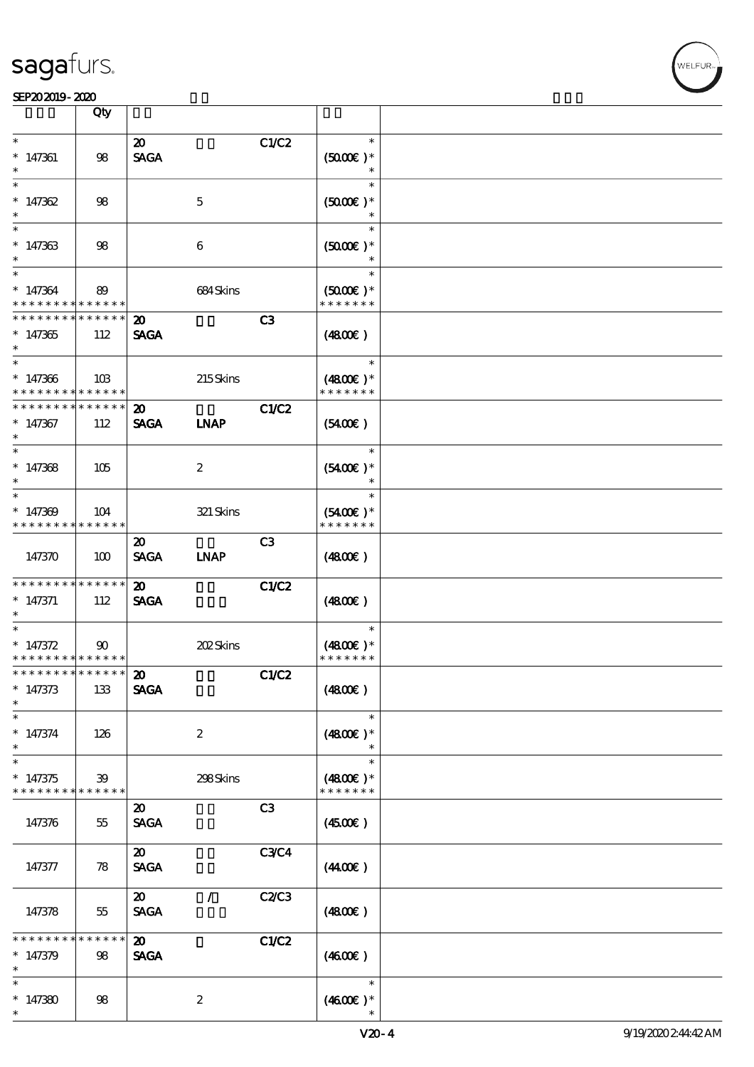| | Qty | | | | | |
|---|---|---|---|---|---|---|
| * 147361 * | 98 | 20 SAGA | | C1/C2 | * (50.00€) * * | |
| * 147362 * | 98 | | 5 | | * (50.00€) * * | |
| * 147363 * | 98 | | 6 | | * (50.00€) * * | |
| * 147364 * * * * * * * * * * * * * * | 89 | | 684 Skins | | * (50.00€) * * * * * * * * | |
| * * * * * * * * * * * * * * 147365 * | 112 | 20 SAGA | | C3 | (48.00€) | |
| * 147366 * * * * * * * * * * * * * * | 103 | | 215 Skins | | * (48.00€) * * * * * * * * | |
| * * * * * * * * * * * * * * 147367 * | 112 | 20 SAGA | LNAP | C1/C2 | (54.00€) | |
| * 147368 * | 105 | | 2 | | * (54.00€) * * | |
| * 147369 * * * * * * * * * * * * * * | 104 | | 321 Skins | | * (54.00€) * * * * * * * * | |
| 147370 | 100 | 20 SAGA | LNAP | C3 | (48.00€) | |
| * * * * * * * * * * * * * * 147371 * | 112 | 20 SAGA | | C1/C2 | (48.00€) | |
| * 147372 * * * * * * * * * * * * * * | 90 | | 202 Skins | | * (48.00€) * * * * * * * * | |
| * * * * * * * * * * * * * * 147373 * | 133 | 20 SAGA | | C1/C2 | (48.00€) | |
| * 147374 * | 126 | | 2 | | * (48.00€) * * | |
| * 147375 * * * * * * * * * * * * * * | 39 | | 298 Skins | | * (48.00€) * * * * * * * * | |
| 147376 | 55 | 20 SAGA | | C3 | (45.00€) | |
| 147377 | 78 | 20 SAGA | | C3/C4 | (44.00€) | |
| 147378 | 55 | 20 SAGA | / | C2/C3 | (48.00€) | |
| * * * * * * * * * * * * * * 147379 * | 98 | 20 SAGA | | C1/C2 | (46.00€) | |
| * 147380 * | 98 | | 2 | | * (46.00€) * * | |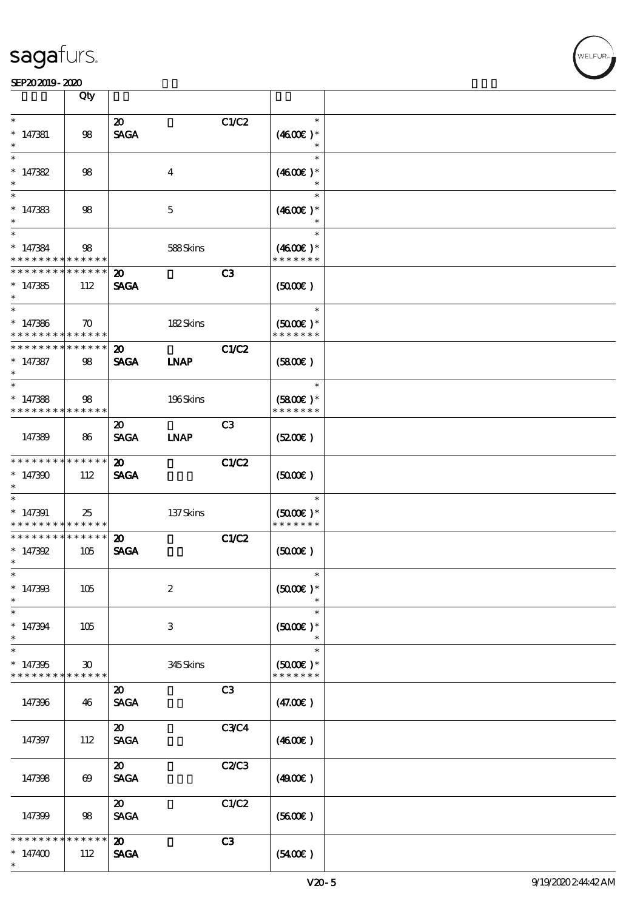SEP20 2019 - 2020

| | Qty | | | | | |
|---|---|---|---|---|---|---|
| * <br> * 147381 <br> * | 98 | 20 <br> SAGA | | C1/C2 | * <br> (46.00€ )* <br> * | |
| * <br> * 147382 <br> * | 98 | | 4 | | * <br> (46.00€ )* <br> * | |
| * <br> * 147383 <br> * | 98 | | 5 | | * <br> (46.00€ )* <br> * | |
| * <br> * 147384 <br> * * * * * * * * * * * * * * | 98 | | 588 Skins | | * <br> (46.00€ )* <br> * * * * * * * | |
| * * * * * * * * * * * * * * <br> * 147385 <br> * | 112 | 20 <br> SAGA | | C3 | (50.00€ ) | |
| * <br> * 147386 <br> * * * * * * * * * * * * * * | 70 | | 182 Skins | | * <br> (50.00€ )* <br> * * * * * * * | |
| * * * * * * * * * * * * * * <br> * 147387 <br> * | 98 | 20 <br> SAGA | <br> LNAP | C1/C2 | (58.00€ ) | |
| * <br> * 147388 <br> * * * * * * * * * * * * * * | 98 | | 196 Skins | | * <br> (58.00€ )* <br> * * * * * * * | |
| 147389 | 86 | 20 <br> SAGA | <br> LNAP | C3 | (52.00€ ) | |
| * * * * * * * * * * * * * * <br> * 147390 <br> * | 112 | 20 <br> SAGA | | C1/C2 | (50.00€ ) | |
| * <br> * 147391 <br> * * * * * * * * * * * * * * | 25 | | 137 Skins | | * <br> (50.00€ )* <br> * * * * * * * | |
| * * * * * * * * * * * * * * <br> * 147392 <br> * | 105 | 20 <br> SAGA | | C1/C2 | (50.00€ ) | |
| * <br> * 147393 <br> * | 105 | | 2 | | * <br> (50.00€ )* <br> * | |
| * <br> * 147394 <br> * | 105 | | 3 | | * <br> (50.00€ )* <br> * | |
| * <br> * 147395 <br> * * * * * * * * * * * * * * | 30 | | 345 Skins | | * <br> (50.00€ )* <br> * * * * * * * | |
| 147396 | 46 | 20 <br> SAGA | | C3 | (47.00€ ) | |
| 147397 | 112 | 20 <br> SAGA | | C3/C4 | (46.00€ ) | |
| 147398 | 69 | 20 <br> SAGA | | C2/C3 | (49.00€ ) | |
| 147399 | 98 | 20 <br> SAGA | | C1/C2 | (56.00€ ) | |
| * * * * * * * * * * * * * * <br> * 147400 <br> * | 112 | 20 <br> SAGA | | C3 | (54.00€ ) | |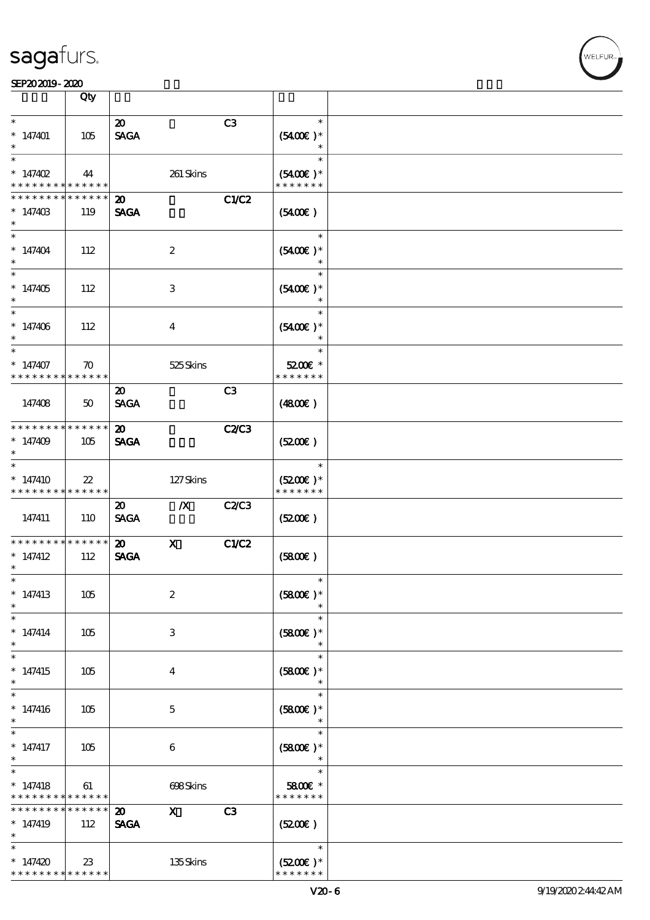| | Qty | | | | | |
|---|---|---|---|---|---|---|
| * 147401 * | 105 | 20 SAGA | | C3 | * (5400€) * * | |
| * 147402 * * * * * * * * * * * * * | 44 | | 261 Skins | | * (5400€) * * * * * * * * | |
| * * * * * * * * * * * * * * 147403 * | 119 | 20 SAGA | | C1/C2 | (5400€) | |
| * 147404 * | 112 | | 2 | | * (5400€) * * | |
| * 147405 * | 112 | | 3 | | * (5400€) * * | |
| * 147406 * | 112 | | 4 | | * (5400€) * * | |
| * 147407 * * * * * * * * * * * * * | 70 | | 525 Skins | | * 5200€ * * * * * * * * | |
| 147408 | 50 | 20 SAGA | | C3 | (4800€) | |
| * * * * * * * * * * * * * * 147409 * | 105 | 20 SAGA | | C2/C3 | (5200€) | |
| * 147410 * * * * * * * * * * * * * | 22 | | 127 Skins | | * (5200€) * * * * * * * * | |
| 147411 | 110 | 20 SAGA | /X | C2/C3 | (5200€) | |
| * * * * * * * * * * * * * * 147412 * | 112 | 20 SAGA | X | C1/C2 | (5800€) | |
| * 147413 * | 105 | | 2 | | * (5800€) * * | |
| * 147414 * | 105 | | 3 | | * (5800€) * * | |
| * 147415 * | 105 | | 4 | | * (5800€) * * | |
| * 147416 * | 105 | | 5 | | * (5800€) * * | |
| * 147417 * | 105 | | 6 | | * (5800€) * * | |
| * 147418 * * * * * * * * * * * * * | 61 | | 698 Skins | | * 5800€ * * * * * * * * | |
| * * * * * * * * * * * * * * 147419 * | 112 | 20 SAGA | X | C3 | (5200€) | |
| * 147420 * * * * * * * * * * * * * | 23 | | 135 Skins | | * (5200€) * * * * * * * * | |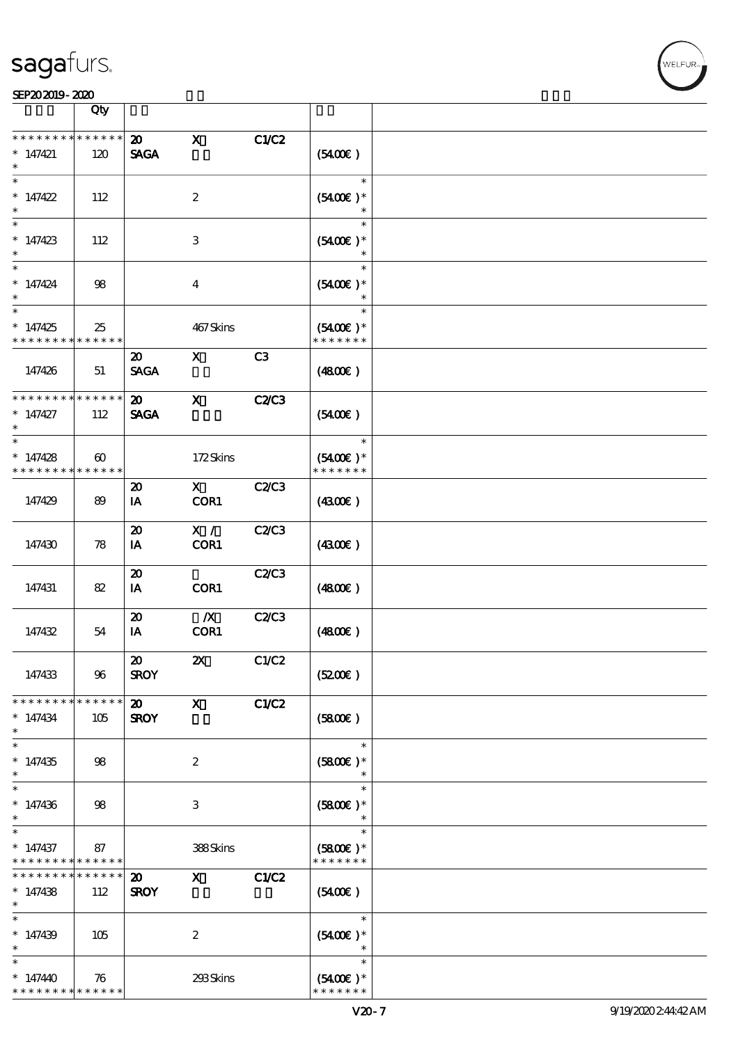| | Qty | | | | | |
|---|---|---|---|---|---|---|
| * * * * * * * * * * * * * * | | 20 | X | C1/C2 | | |
| * 147421 | 120 | SAGA | | | (5400€) | |
| * | | | | | | |
| * 147422 | 112 | | 2 | | (5400€) * | |
| * | | | | | | |
| * 147423 | 112 | | 3 | | (5400€) * | |
| * | | | | | | |
| * 147424 | 98 | | 4 | | (5400€) * | |
| * | | | | | | |
| * 147425 | 25 | | 467 Skins | | (5400€) * | |
| * * * * * * * * * * * * * * | | | | | * * * * * * * | |
| 147426 | 51 | 20 SAGA | X | C3 | (4800€) | |
| * * * * * * * * * * * * * * | | 20 | X | C2/C3 | | |
| * 147427 | 112 | SAGA | | | (5400€) | |
| * | | | | | | |
| * 147428 | 60 | | 172 Skins | | (5400€) * | |
| * * * * * * * * * * * * * * | | | | | * * * * * * * | |
| 147429 | 89 | 20 IA | X COR1 | C2/C3 | (4300€) | |
| 147430 | 78 | 20 IA | X / COR1 | C2/C3 | (4300€) | |
| 147431 | 82 | 20 IA | COR1 | C2/C3 | (4800€) | |
| 147432 | 54 | 20 IA | /X COR1 | C2/C3 | (4800€) | |
| 147433 | 96 | 20 SROY | 2X | C1/C2 | (5200€) | |
| * * * * * * * * * * * * * * | | 20 | X | C1/C2 | | |
| * 147434 | 105 | SROY | | | (5800€) | |
| * | | | | | | |
| * 147435 | 98 | | 2 | | (5800€) * | |
| * | | | | | | |
| * 147436 | 98 | | 3 | | (5800€) * | |
| * | | | | | | |
| * 147437 | 87 | | 388 Skins | | (5800€) * | |
| * * * * * * * * * * * * * * | | | | | * * * * * * * | |
| * * * * * * * * * * * * * * | | 20 | X | C1/C2 | | |
| * 147438 | 112 | SROY | | | (5400€) | |
| * | | | | | | |
| * 147439 | 105 | | 2 | | (5400€) * | |
| * | | | | | | |
| * 147440 | 76 | | 293 Skins | | (5400€) * | |
| * * * * * * * * * * * * * * | | | | | * * * * * * * | |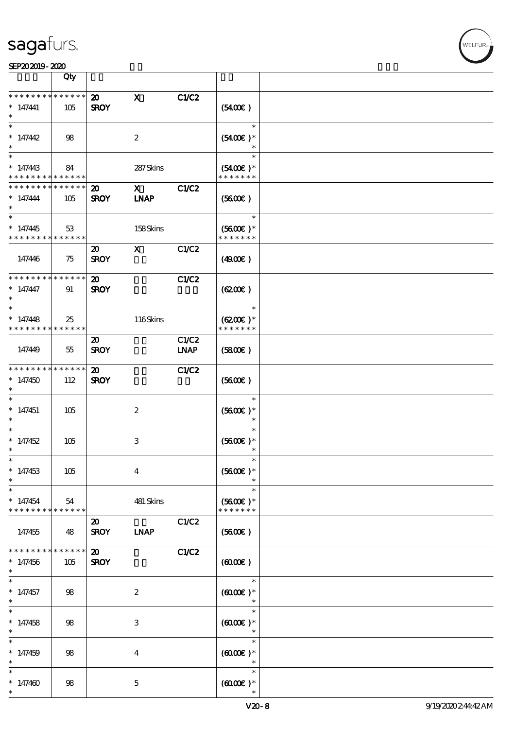| | Qty | | | | | |
|---|---|---|---|---|---|---|
| * * * * * * * * * * * * * * | | 20 | X | C1/C2 | | |
| * 147441 | 105 | SROY | | | (54.00€ ) | |
| * | | | | | | |
| * | | | | | * | |
| * 147442 | 98 | | 2 | | (54.00€ )* | |
| * | | | | | * | |
| * | | | | | * | |
| * 147443 | 84 | | 287 Skins | | (54.00€ )* | |
| * * * * * * * * * * * * * * | | | | | * * * * * * * | |
| * * * * * * * * * * * * * * | | 20 | X | C1/C2 | | |
| * 147444 | 105 | SROY | LNAP | | (56.00€ ) | |
| * | | | | | | |
| * | | | | | * | |
| * 147445 | 53 | | 158 Skins | | (56.00€ )* | |
| * * * * * * * * * * * * * * | | | | | * * * * * * * | |
| | | 20 | X | C1/C2 | | |
| 147446 | 75 | SROY | | | (49.00€ ) | |
| * * * * * * * * * * * * * * | | 20 | | C1/C2 | | |
| * 147447 | 91 | SROY | | | (62.00€ ) | |
| * | | | | | | |
| * | | | | | * | |
| * 147448 | 25 | | 116 Skins | | (62.00€ )* | |
| * * * * * * * * * * * * * * | | | | | * * * * * * * | |
| | | 20 | | C1/C2 | | |
| 147449 | 55 | SROY | | LNAP | (58.00€ ) | |
| * * * * * * * * * * * * * * | | 20 | | C1/C2 | | |
| * 147450 | 112 | SROY | | | (56.00€ ) | |
| * | | | | | | |
| * | | | | | * | |
| * 147451 | 105 | | 2 | | (56.00€ )* | |
| * | | | | | * | |
| * | | | | | * | |
| * 147452 | 105 | | 3 | | (56.00€ )* | |
| * | | | | | * | |
| * | | | | | * | |
| * 147453 | 105 | | 4 | | (56.00€ )* | |
| * | | | | | * | |
| * | | | | | * | |
| * 147454 | 54 | | 481 Skins | | (56.00€ )* | |
| * * * * * * * * * * * * * * | | | | | * * * * * * * | |
| | | 20 | | C1/C2 | | |
| 147455 | 48 | SROY | LNAP | | (56.00€ ) | |
| * * * * * * * * * * * * * * | | 20 | | C1/C2 | | |
| * 147456 | 105 | SROY | | | (60.00€ ) | |
| * | | | | | | |
| * | | | | | * | |
| * 147457 | 98 | | 2 | | (60.00€ )* | |
| * | | | | | * | |
| * | | | | | * | |
| * 147458 | 98 | | 3 | | (60.00€ )* | |
| * | | | | | * | |
| * | | | | | * | |
| * 147459 | 98 | | 4 | | (60.00€ )* | |
| * | | | | | * | |
| * | | | | | * | |
| * 147460 | 98 | | 5 | | (60.00€ )* | |
| * | | | | | * | |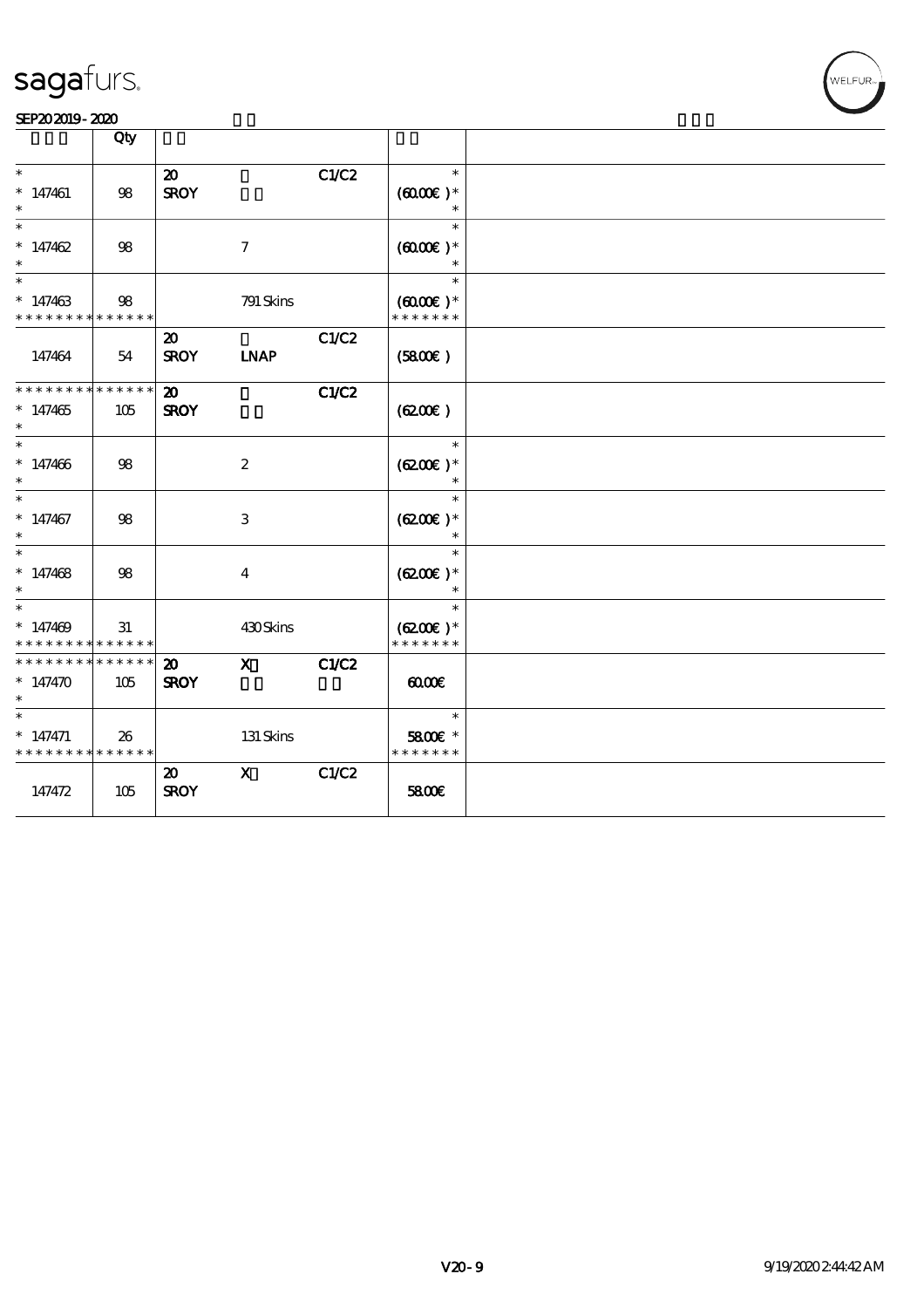# sagafurs.

SEP20 2019 - 2020

| | Qty | | | | | |
|---|---|---|---|---|---|---|
| * <br> * 147461 <br> * | 98 | 20 <br> SROY | | C1/C2 | * <br> (60.00€ )* <br> * | |
| * <br> * 147462 <br> * | 98 | | 7 | | * <br> (60.00€ )* <br> * | |
| * <br> * 147463 <br> * * * * * * * * * * * * * * | 98 | | 791 Skins | | * <br> (60.00€ )* <br> * * * * * * * | |
| 147464 | 54 | 20 <br> SROY | <br> LNAP | C1/C2 | (58.00€ ) | |
| * * * * * * * * * * * * * * <br> * 147465 <br> * | 105 | 20 <br> SROY | | C1/C2 | (62.00€ ) | |
| * <br> * 147466 <br> * | 98 | | 2 | | * <br> (62.00€ )* <br> * | |
| * <br> * 147467 <br> * | 98 | | 3 | | * <br> (62.00€ )* <br> * | |
| * <br> * 147468 <br> * | 98 | | 4 | | * <br> (62.00€ )* <br> * | |
| * <br> * 147469 <br> * * * * * * * * * * * * * * | 31 | | 430 Skins | | * <br> (62.00€ )* <br> * * * * * * * | |
| * * * * * * * * * * * * * * <br> * 147470 <br> * | 105 | 20 <br> SROY | X | C1/C2 | 60.00€ | |
| * <br> * 147471 <br> * * * * * * * * * * * * * * | 26 | | 131 Skins | | * <br> 58.00€ * <br> * * * * * * * | |
| 147472 | 105 | 20 <br> SROY | X | C1/C2 | 58.00€ | |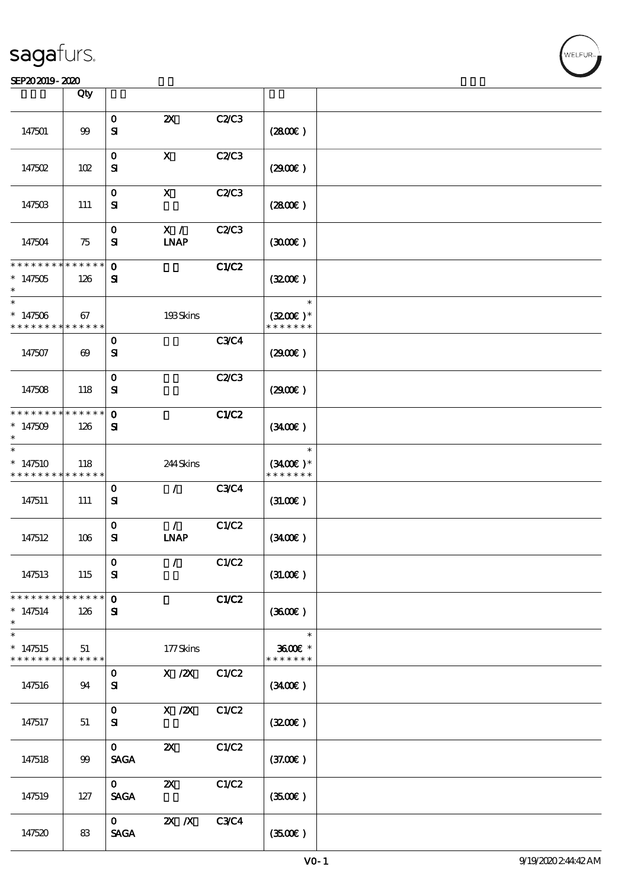| | Qty | | | | | |
|---|---|---|---|---|---|---|
| 147501 | 99 | 0<br>SI | 2X | C2/C3 | (28.00€) | |
| 147502 | 102 | 0<br>SI | X | C2/C3 | (29.00€) | |
| 147503 | 111 | 0<br>SI | X | C2/C3 | (28.00€) | |
| 147504 | 75 | 0<br>SI | X /<br>LNAP | C2/C3 | (30.00€) | |
| * * * * * * * * * * * * * *<br>* 147505<br>* | 126 | 0<br>SI | | C1/C2 | (32.00€) | |
| *<br>* 147506<br>* * * * * * * * * * * * * * | 67 | | 193 Skins | | *<br>(32.00€) *<br>* * * * * * * | |
| 147507 | 69 | 0<br>SI | | C3/C4 | (29.00€) | |
| 147508 | 118 | 0<br>SI | | C2/C3 | (29.00€) | |
| * * * * * * * * * * * * * *<br>* 147509<br>* | 126 | 0<br>SI | | C1/C2 | (34.00€) | |
| *<br>* 147510<br>* * * * * * * * * * * * * * | 118 | | 244 Skins | | *<br>(34.00€) *<br>* * * * * * * | |
| 147511 | 111 | 0<br>SI | / | C3/C4 | (31.00€) | |
| 147512 | 106 | 0<br>SI | /<br>LNAP | C1/C2 | (34.00€) | |
| 147513 | 115 | 0<br>SI | / | C1/C2 | (31.00€) | |
| * * * * * * * * * * * * * *<br>* 147514<br>* | 126 | 0<br>SI | | C1/C2 | (36.00€) | |
| *<br>* 147515<br>* * * * * * * * * * * * * * | 51 | | 177 Skins | | *<br>36.00€ *<br>* * * * * * * | |
| 147516 | 94 | 0<br>SI | X /2X | C1/C2 | (34.00€) | |
| 147517 | 51 | 0<br>SI | X /2X | C1/C2 | (32.00€) | |
| 147518 | 99 | 0<br>SAGA | 2X | C1/C2 | (37.00€) | |
| 147519 | 127 | 0<br>SAGA | 2X | C1/C2 | (35.00€) | |
| 147520 | 83 | 0<br>SAGA | 2X /X | C3/C4 | (35.00€) | |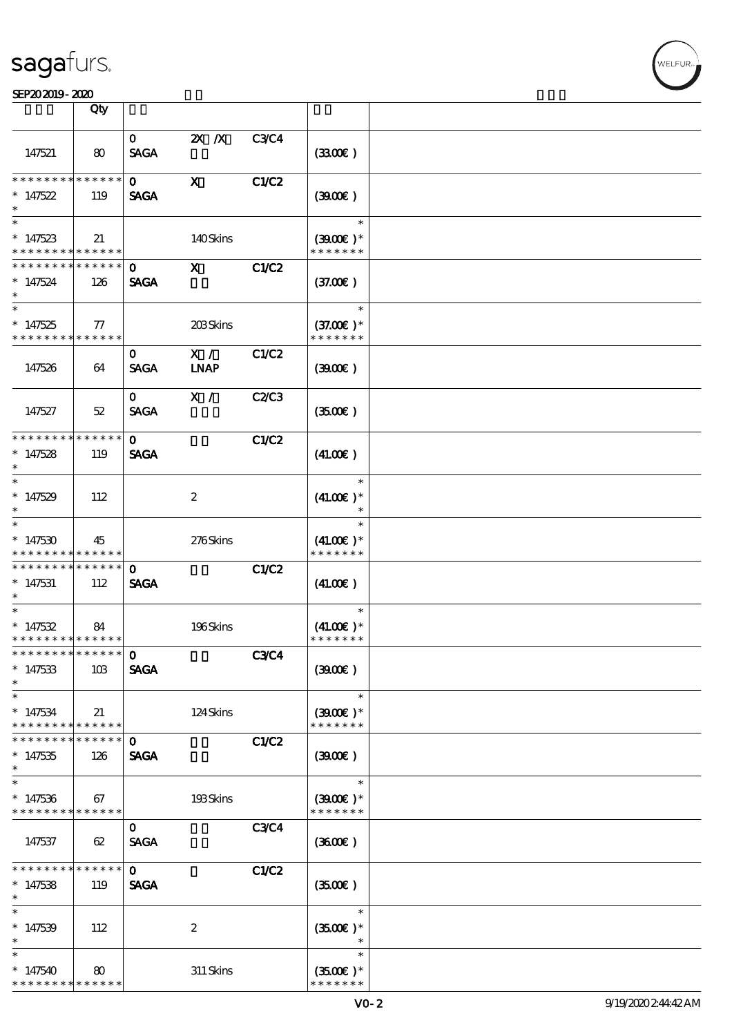| | Qty | | | | | |
|---|---|---|---|---|---|---|
| 147521 | 80 | 0 SAGA | 2X /X | C3/C4 | (33.00€ ) | |
| * * * * * * * * * * * * * *<br>* 147522<br>* | 119 | 0 SAGA | X | C1/C2 | (39.00€ ) | |
| *<br>* 147523<br>* * * * * * * * * * * * * * | 21 | | 140 Skins | | *<br>(39.00€ )*<br>* * * * * * * | |
| * * * * * * * * * * * * * *<br>* 147524<br>* | 126 | 0 SAGA | X | C1/C2 | (37.00€ ) | |
| *<br>* 147525<br>* * * * * * * * * * * * * * | 77 | | 203 Skins | | *<br>(37.00€ )*<br>* * * * * * * | |
| 147526 | 64 | 0 SAGA | X / LNAP | C1/C2 | (39.00€ ) | |
| 147527 | 52 | 0 SAGA | X / | C2/C3 | (35.00€ ) | |
| * * * * * * * * * * * * * *<br>* 147528<br>* | 119 | 0 SAGA | | C1/C2 | (41.00€ ) | |
| *<br>* 147529<br>* | 112 | | 2 | | *<br>(41.00€ )*<br>* | |
| *<br>* 147530<br>* * * * * * * * * * * * * * | 45 | | 276 Skins | | *<br>(41.00€ )*<br>* * * * * * * | |
| * * * * * * * * * * * * * *<br>* 147531<br>* | 112 | 0 SAGA | | C1/C2 | (41.00€ ) | |
| *<br>* 147532<br>* * * * * * * * * * * * * * | 84 | | 196 Skins | | *<br>(41.00€ )*<br>* * * * * * * | |
| * * * * * * * * * * * * * *<br>* 147533<br>* | 103 | 0 SAGA | | C3/C4 | (39.00€ ) | |
| *<br>* 147534<br>* * * * * * * * * * * * * * | 21 | | 124 Skins | | *<br>(39.00€ )*<br>* * * * * * * | |
| * * * * * * * * * * * * * *<br>* 147535<br>* | 126 | 0 SAGA | | C1/C2 | (39.00€ ) | |
| *<br>* 147536<br>* * * * * * * * * * * * * * | 67 | | 193 Skins | | *<br>(39.00€ )*<br>* * * * * * * | |
| 147537 | 62 | 0 SAGA | | C3/C4 | (36.00€ ) | |
| * * * * * * * * * * * * * *<br>* 147538<br>* | 119 | 0 SAGA | | C1/C2 | (35.00€ ) | |
| *<br>* 147539<br>* | 112 | | 2 | | *<br>(35.00€ )*<br>* | |
| *<br>* 147540<br>* * * * * * * * * * * * * * | 80 | | 311 Skins | | *<br>(35.00€ )*<br>* * * * * * * | |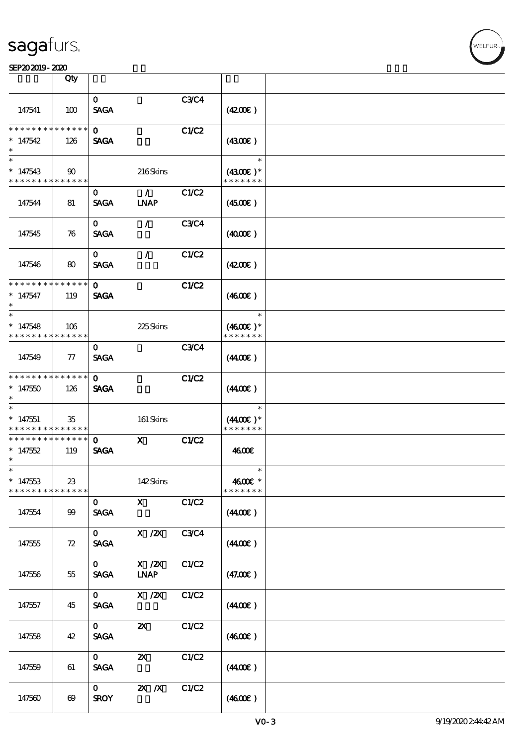| | Qty | | | | | |
|---|---|---|---|---|---|---|
| 147541 | 100 | 0<br>SAGA | | C3/C4 | (42.00€) | |
| * * * * * * * * * * * * * *<br>* 147542<br>* | 126 | 0<br>SAGA | | C1/C2 | (43.00€) | |
| *<br>* 147543<br>* * * * * * * * * * * * * * | 90 | | 216 Skins | | *<br>(43.00€) *<br>* * * * * * * | |
| 147544 | 81 | 0<br>SAGA | /<br>LNAP | C1/C2 | (45.00€) | |
| 147545 | 76 | 0<br>SAGA | / | C3/C4 | (40.00€) | |
| 147546 | 80 | 0<br>SAGA | / | C1/C2 | (42.00€) | |
| * * * * * * * * * * * * * *<br>* 147547<br>* | 119 | 0<br>SAGA | | C1/C2 | (46.00€) | |
| *<br>* 147548<br>* * * * * * * * * * * * * * | 106 | | 225 Skins | | *<br>(46.00€) *<br>* * * * * * * | |
| 147549 | 77 | 0<br>SAGA | | C3/C4 | (44.00€) | |
| * * * * * * * * * * * * * *<br>* 147550<br>* | 126 | 0<br>SAGA | | C1/C2 | (44.00€) | |
| *<br>* 147551<br>* * * * * * * * * * * * * * | 35 | | 161 Skins | | *<br>(44.00€) *<br>* * * * * * * | |
| * * * * * * * * * * * * * *<br>* 147552<br>* | 119 | 0<br>SAGA | X | C1/C2 | 46.00€ | |
| *<br>* 147553<br>* * * * * * * * * * * * * * | 23 | | 142 Skins | | *<br>46.00€ *<br>* * * * * * * | |
| 147554 | 99 | 0<br>SAGA | X | C1/C2 | (44.00€) | |
| 147555 | 72 | 0<br>SAGA | X /2X | C3/C4 | (44.00€) | |
| 147556 | 55 | 0<br>SAGA | X /2X<br>LNAP | C1/C2 | (47.00€) | |
| 147557 | 45 | 0<br>SAGA | X /2X | C1/C2 | (44.00€) | |
| 147558 | 42 | 0<br>SAGA | 2X | C1/C2 | (46.00€) | |
| 147559 | 61 | 0<br>SAGA | 2X | C1/C2 | (44.00€) | |
| 147560 | 69 | 0<br>SROY | 2X /X | C1/C2 | (46.00€) | |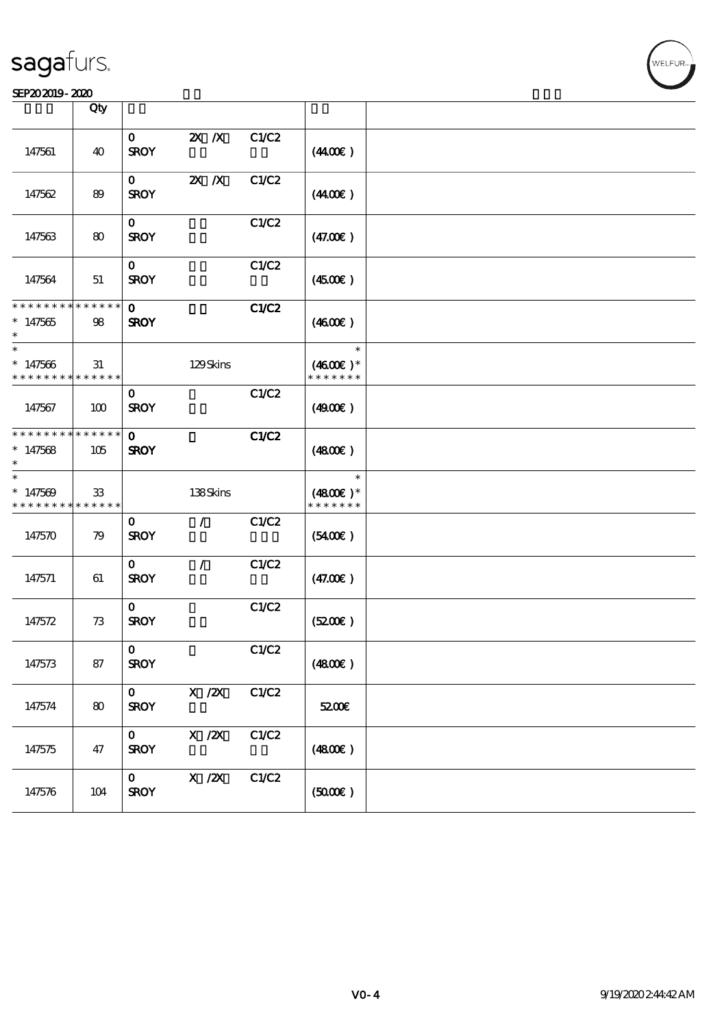SEP20 2019 - 2020

| | Qty | | | | | |
|---|---|---|---|---|---|---|
| 147561 | 40 | 0 SROY | 2X /X | C1/C2 | (44.00€) | |
| 147562 | 89 | 0 SROY | 2X /X | C1/C2 | (44.00€) | |
| 147563 | 80 | 0 SROY | | C1/C2 | (47.00€) | |
| 147564 | 51 | 0 SROY | | C1/C2 | (45.00€) | |
| * * * * * * * * * * * * * * <br>* 147565<br>* | 98 | 0 SROY | | C1/C2 | (46.00€) | |
| *<br>* 147566<br>* * * * * * * * * * * * * * | 31 | | 129 Skins | | *<br>(46.00€) *<br>* * * * * * * | |
| 147567 | 100 | 0 SROY | | C1/C2 | (49.00€) | |
| * * * * * * * * * * * * * * <br>* 147568<br>* | 105 | 0 SROY | | C1/C2 | (48.00€) | |
| *<br>* 147569<br>* * * * * * * * * * * * * * | 33 | | 138 Skins | | *<br>(48.00€) *<br>* * * * * * * | |
| 147570 | 79 | 0 SROY | / | C1/C2 | (54.00€) | |
| 147571 | 61 | 0 SROY | / | C1/C2 | (47.00€) | |
| 147572 | 73 | 0 SROY | | C1/C2 | (52.00€) | |
| 147573 | 87 | 0 SROY | | C1/C2 | (48.00€) | |
| 147574 | 80 | 0 SROY | X /2X | C1/C2 | 52.00€ | |
| 147575 | 47 | 0 SROY | X /2X | C1/C2 | (48.00€) | |
| 147576 | 104 | 0 SROY | X /2X | C1/C2 | (50.00€) | |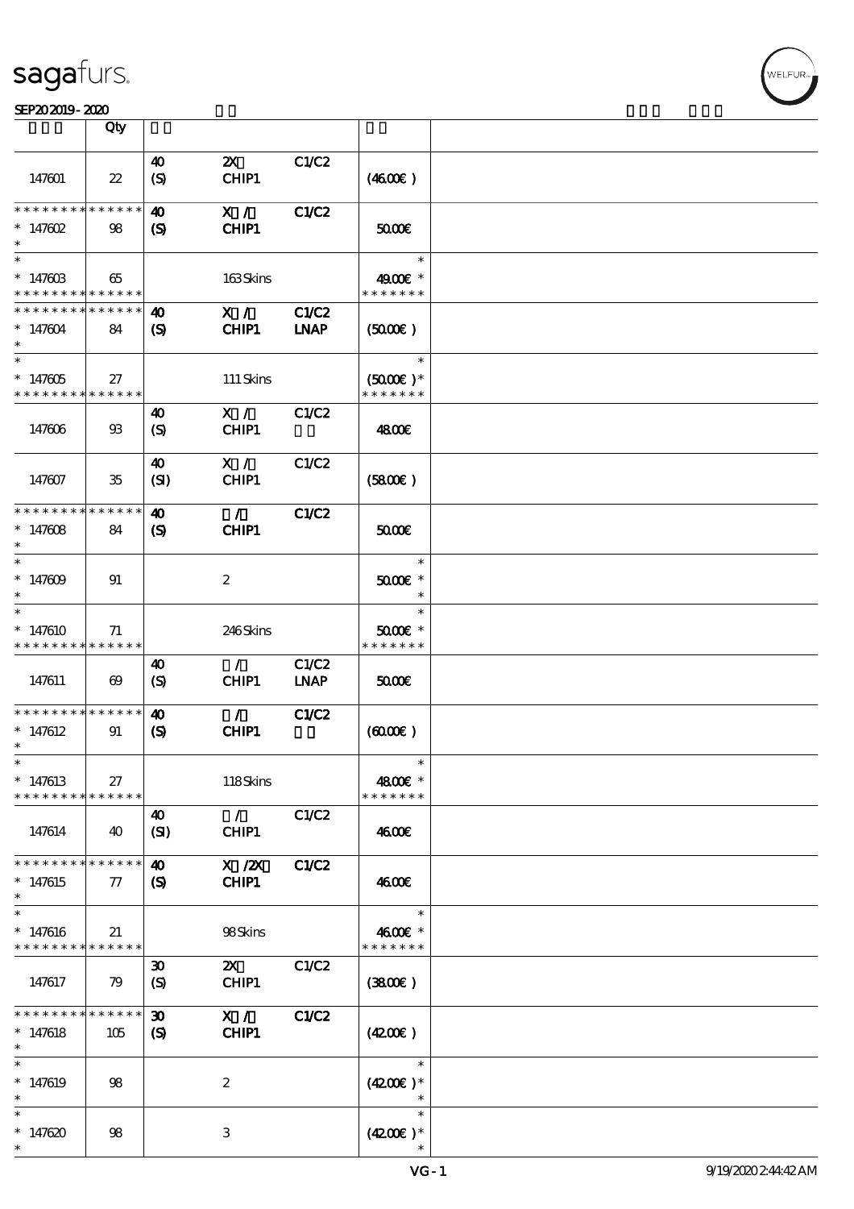| | Qty | | | | | |
|---|---|---|---|---|---|---|
| 147601 | 22 | 40 (S) | 2X CHIP1 | C1/C2 | (46.00€) | |
| * * * * * * * * * * * * * * 147602 * | 98 | 40 (S) | X / CHIP1 | C1/C2 | 50.00€ | |
| * * 147603 * * * * * * * * * * * * * * | 65 | | 163 Skins | | * 49.00€ * * * * * * * * | |
| * * * * * * * * * * * * * * 147604 * | 84 | 40 (S) | X / CHIP1 | C1/C2 LNAP | (50.00€) | |
| * * 147605 * * * * * * * * * * * * * * | 27 | | 111 Skins | | * (50.00€) * * * * * * * * | |
| 147606 | 93 | 40 (S) | X / CHIP1 | C1/C2 | 48.00€ | |
| 147607 | 35 | 40 (SI) | X / CHIP1 | C1/C2 | (58.00€) | |
| * * * * * * * * * * * * * * 147608 * | 84 | 40 (S) | / CHIP1 | C1/C2 | 50.00€ | |
| * * 147609 * | 91 | | 2 | | * 50.00€ * * | |
| * * 147610 * * * * * * * * * * * * * * | 71 | | 246 Skins | | * 50.00€ * * * * * * * * | |
| 147611 | 69 | 40 (S) | / CHIP1 | C1/C2 LNAP | 50.00€ | |
| * * * * * * * * * * * * * * 147612 * | 91 | 40 (S) | / CHIP1 | C1/C2 | (60.00€) | |
| * * 147613 * * * * * * * * * * * * * * | 27 | | 118 Skins | | * 48.00€ * * * * * * * * | |
| 147614 | 40 | 40 (SI) | / CHIP1 | C1/C2 | 46.00€ | |
| * * * * * * * * * * * * * * 147615 * | 77 | 40 (S) | X /2X CHIP1 | C1/C2 | 46.00€ | |
| * * 147616 * * * * * * * * * * * * * * | 21 | | 98 Skins | | * 46.00€ * * * * * * * * | |
| 147617 | 79 | 30 (S) | 2X CHIP1 | C1/C2 | (38.00€) | |
| * * * * * * * * * * * * * * 147618 * | 105 | 30 (S) | X / CHIP1 | C1/C2 | (42.00€) | |
| * * 147619 * | 98 | | 2 | | * (42.00€) * * | |
| * * 147620 * | 98 | | 3 | | * (42.00€) * * | |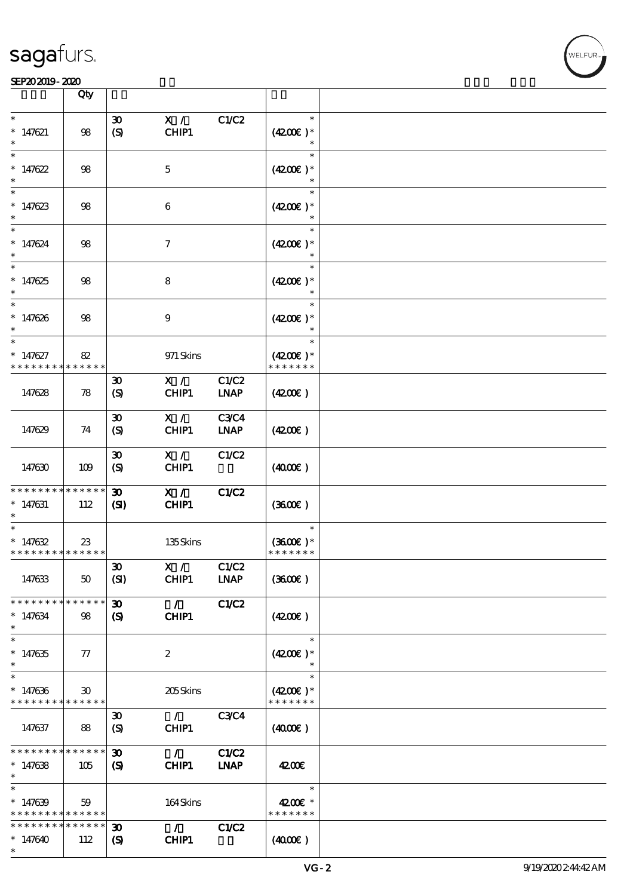| | Qty | | | | | |
|---|---|---|---|---|---|---|
| * 147621 * | 98 | 30 (S) | X / CHIP1 | C1/C2 | * (42.00€) * * | |
| * 147622 * | 98 | | 5 | | * (42.00€) * * | |
| * 147623 * | 98 | | 6 | | * (42.00€) * * | |
| * 147624 * | 98 | | 7 | | * (42.00€) * * | |
| * 147625 * | 98 | | 8 | | * (42.00€) * * | |
| * 147626 * | 98 | | 9 | | * (42.00€) * * | |
| * 147627 * * * * * * * * * * * * * | 82 | | 971 Skins | | * (42.00€) * * * * * * * * | |
| 147628 | 78 | 30 (S) | X / CHIP1 | C1/C2 LNAP | (42.00€) | |
| 147629 | 74 | 30 (S) | X / CHIP1 | C3/C4 LNAP | (42.00€) | |
| 147630 | 109 | 30 (S) | X / CHIP1 | C1/C2 | (40.00€) | |
| * * * * * * * * * * * * * * 147631 * | 112 | 30 (SI) | X / CHIP1 | C1/C2 | (36.00€) | |
| * 147632 * * * * * * * * * * * * * | 23 | | 135 Skins | | * (36.00€) * * * * * * * * | |
| 147633 | 50 | 30 (SI) | X / CHIP1 | C1/C2 LNAP | (36.00€) | |
| * * * * * * * * * * * * * * 147634 * | 98 | 30 (S) | / CHIP1 | C1/C2 | (42.00€) | |
| * 147635 * | 77 | | 2 | | * (42.00€) * * | |
| * 147636 * * * * * * * * * * * * * | 30 | | 205 Skins | | * (42.00€) * * * * * * * * | |
| 147637 | 88 | 30 (S) | / CHIP1 | C3/C4 | (40.00€) | |
| * * * * * * * * * * * * * * 147638 * | 105 | 30 (S) | / CHIP1 | C1/C2 LNAP | 42.00€ | |
| * 147639 * * * * * * * * * * * * * | 59 | | 164 Skins | | * 42.00€ * * * * * * * * | |
| * * * * * * * * * * * * * * 147640 * | 112 | 30 (S) | / CHIP1 | C1/C2 | (40.00€) | |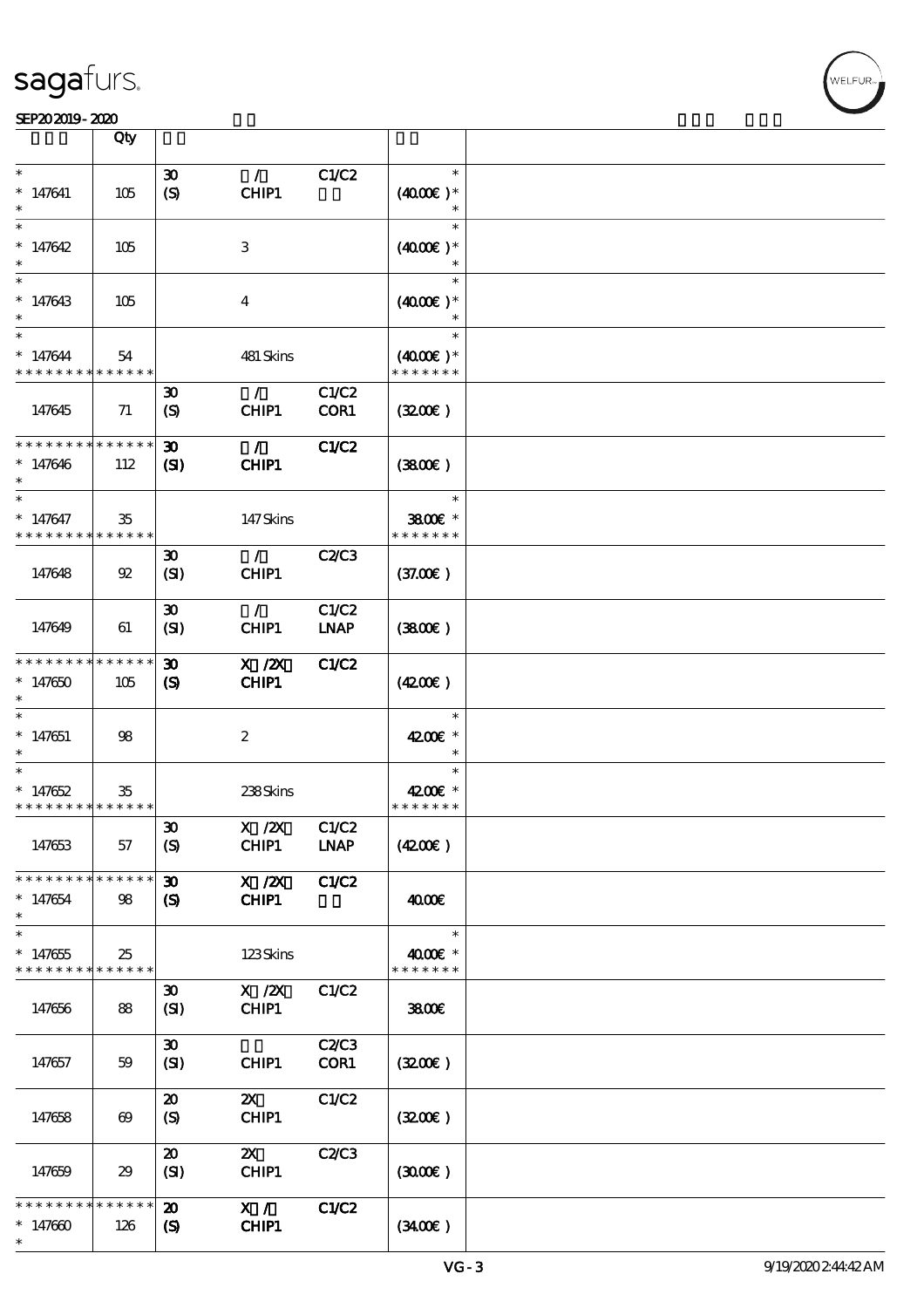| | Qty | | | | | |
|---|---|---|---|---|---|---|
| * <br> * 147641 <br> * | 105 | 30 <br> (S) | / <br> CHIP1 | C1/C2 | * <br> (40.00€ )* <br> * | |
| * <br> * 147642 <br> * | 105 | | 3 | | * <br> (40.00€ )* <br> * | |
| * <br> * 147643 <br> * | 105 | | 4 | | * <br> (40.00€ )* <br> * | |
| * <br> * 147644 <br> * * * * * * * * * * * * * * | 54 | | 481 Skins | | * <br> (40.00€ )* <br> * * * * * * * | |
| 147645 | 71 | 30 <br> (S) | / <br> CHIP1 | C1/C2 <br> COR1 | (32.00€ ) | |
| * * * * * * * * * * * * * * <br> * 147646 <br> * | 112 | 30 <br> (SI) | / <br> CHIP1 | C1/C2 | (38.00€ ) | |
| * <br> * 147647 <br> * * * * * * * * * * * * * * | 35 | | 147 Skins | | * <br> 38.00€ * <br> * * * * * * * | |
| 147648 | 92 | 30 <br> (SI) | / <br> CHIP1 | C2/C3 | (37.00€ ) | |
| 147649 | 61 | 30 <br> (SI) | / <br> CHIP1 | C1/C2 <br> LNAP | (38.00€ ) | |
| * * * * * * * * * * * * * * <br> * 147650 <br> * | 105 | 30 <br> (S) | X /2X <br> CHIP1 | C1/C2 | (42.00€ ) | |
| * <br> * 147651 <br> * | 98 | | 2 | | * <br> 42.00€ * <br> * | |
| * <br> * 147652 <br> * * * * * * * * * * * * * * | 35 | | 238 Skins | | * <br> 42.00€ * <br> * * * * * * * | |
| 147653 | 57 | 30 <br> (S) | X /2X <br> CHIP1 | C1/C2 <br> LNAP | (42.00€ ) | |
| * * * * * * * * * * * * * * <br> * 147654 <br> * | 98 | 30 <br> (S) | X /2X <br> CHIP1 | C1/C2 | 40.00€ | |
| * <br> * 147655 <br> * * * * * * * * * * * * * * | 25 | | 123 Skins | | * <br> 40.00€ * <br> * * * * * * * | |
| 147656 | 88 | 30 <br> (SI) | X /2X <br> CHIP1 | C1/C2 | 38.00€ | |
| 147657 | 59 | 30 <br> (SI) | CHIP1 | C2/C3 <br> COR1 | (32.00€ ) | |
| 147658 | 69 | 20 <br> (S) | 2X <br> CHIP1 | C1/C2 | (32.00€ ) | |
| 147659 | 29 | 20 <br> (SI) | 2X <br> CHIP1 | C2/C3 | (30.00€ ) | |
| * * * * * * * * * * * * * * <br> * 147660 <br> * | 126 | 20 <br> (S) | X / <br> CHIP1 | C1/C2 | (34.00€ ) | |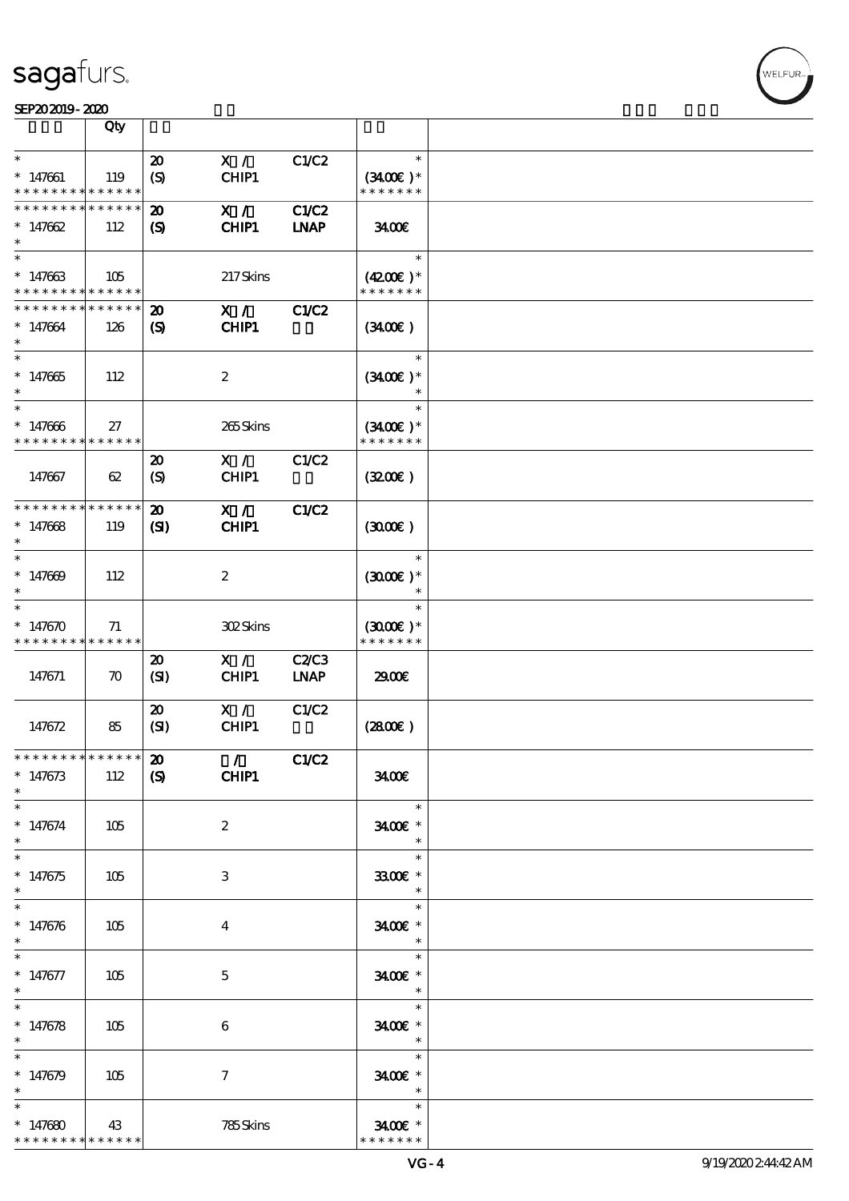| | Qty | | | | |
|---|---|---|---|---|---|
| * 147661 * * * * * * * * * * * * * * | 119 | 20 (S) | X / CHIP1 | C1/C2 | * (34.00€ )* * * * * * * * |
| * * * * * * * * * * * * * * 147662 * | 112 | 20 (S) | X / CHIP1 | C1/C2 LNAP | 34.00€ |
| * 147663 * * * * * * * * * * * * * * | 105 | | 217 Skins | | * (42.00€ )* * * * * * * * |
| * * * * * * * * * * * * * * 147664 * | 126 | 20 (S) | X / CHIP1 | C1/C2 | (34.00€ ) |
| * 147665 * | 112 | | 2 | | * (34.00€ )* * |
| * 147666 * * * * * * * * * * * * * * | 27 | | 265 Skins | | * (34.00€ )* * * * * * * * |
| 147667 | 62 | 20 (S) | X / CHIP1 | C1/C2 | (32.00€ ) |
| * * * * * * * * * * * * * * 147668 * | 119 | 20 (SI) | X / CHIP1 | C1/C2 | (30.00€ ) |
| * 147669 * | 112 | | 2 | | * (30.00€ )* * |
| * 147670 * * * * * * * * * * * * * * | 71 | | 302 Skins | | * (30.00€ )* * * * * * * * |
| 147671 | 70 | 20 (SI) | X / CHIP1 | C2/C3 LNAP | 29.00€ |
| 147672 | 85 | 20 (SI) | X / CHIP1 | C1/C2 | (28.00€ ) |
| * * * * * * * * * * * * * * 147673 * | 112 | 20 (S) | / CHIP1 | C1/C2 | 34.00€ |
| * 147674 * | 105 | | 2 | | * 34.00€ * * |
| * 147675 * | 105 | | 3 | | * 33.00€ * * |
| * 147676 * | 105 | | 4 | | * 34.00€ * * |
| * 147677 * | 105 | | 5 | | * 34.00€ * * |
| * 147678 * | 105 | | 6 | | * 34.00€ * * |
| * 147679 * | 105 | | 7 | | * 34.00€ * * |
| * 147680 * * * * * * * * * * * * * * | 43 | | 785 Skins | | * 34.00€ * * * * * * * * |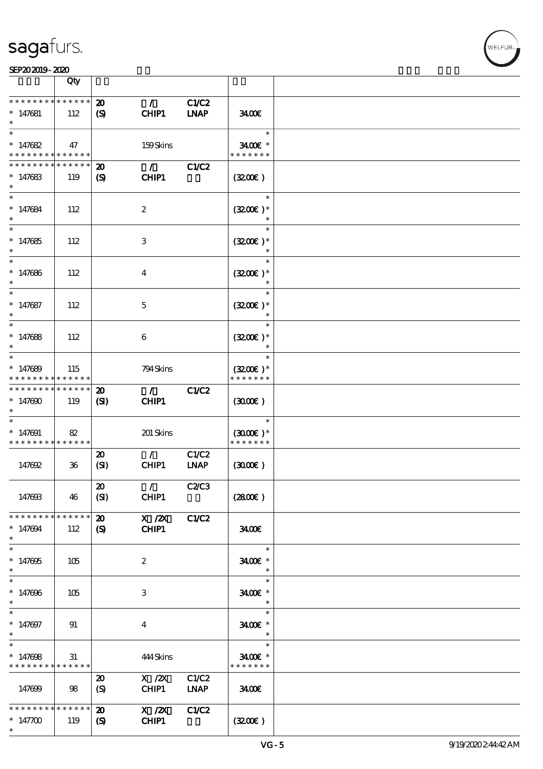| | Qty | | | | | |
|---|---|---|---|---|---|---|
| * * * * * * * * * * * * * * | | 20 | / | C1/C2 | | |
| * 147681 | 112 | (S) | CHIP1 | LNAP | 34.00€ | |
| * | | | | | | |
| * | | | | | * | |
| * 147682 | 47 | | 159 Skins | | 34.00€ * | |
| * * * * * * * * * * * * * * | | | | | * * * * * * * | |
| * * * * * * * * * * * * * * | | 20 | / | C1/C2 | | |
| * 147683 | 119 | (S) | CHIP1 | | (32.00€ ) | |
| * | | | | | | |
| * 147684 | 112 | | 2 | | (32.00€ )* | |
| * | | | | | | |
| * 147685 | 112 | | 3 | | (32.00€ )* | |
| * | | | | | | |
| * 147686 | 112 | | 4 | | (32.00€ )* | |
| * | | | | | | |
| * 147687 | 112 | | 5 | | (32.00€ )* | |
| * | | | | | | |
| * 147688 | 112 | | 6 | | (32.00€ )* | |
| * | | | | | | |
| * 147689 | 115 | | 794 Skins | | (32.00€ )* | |
| * * * * * * * * * * * * * * | | | | | * * * * * * * | |
| * * * * * * * * * * * * * * | | 20 | / | C1/C2 | | |
| * 147690 | 119 | (SI) | CHIP1 | | (30.00€ ) | |
| * | | | | | | |
| * 147691 | 82 | | 201 Skins | | (30.00€ )* | |
| * * * * * * * * * * * * * * | | | | | * * * * * * * | |
| 147692 | 36 | 20 (SI) | / CHIP1 | C1/C2 LNAP | (30.00€ ) | |
| 147693 | 46 | 20 (SI) | / CHIP1 | C2/C3 | (28.00€ ) | |
| * * * * * * * * * * * * * * | | 20 | X /2X | C1/C2 | | |
| * 147694 | 112 | (S) | CHIP1 | | 34.00€ | |
| * | | | | | | |
| * 147695 | 105 | | 2 | | 34.00€ * | |
| * | | | | | | |
| * 147696 | 105 | | 3 | | 34.00€ * | |
| * | | | | | | |
| * 147697 | 91 | | 4 | | 34.00€ * | |
| * | | | | | | |
| * 147698 | 31 | | 444 Skins | | 34.00€ * | |
| * * * * * * * * * * * * * * | | | | | * * * * * * * | |
| 147699 | 98 | 20 (S) | X /2X CHIP1 | C1/C2 LNAP | 34.00€ | |
| * * * * * * * * * * * * * * | | 20 | X /2X | C1/C2 | | |
| * 147700 | 119 | (S) | CHIP1 | | (32.00€ ) | |
| * | | | | | | |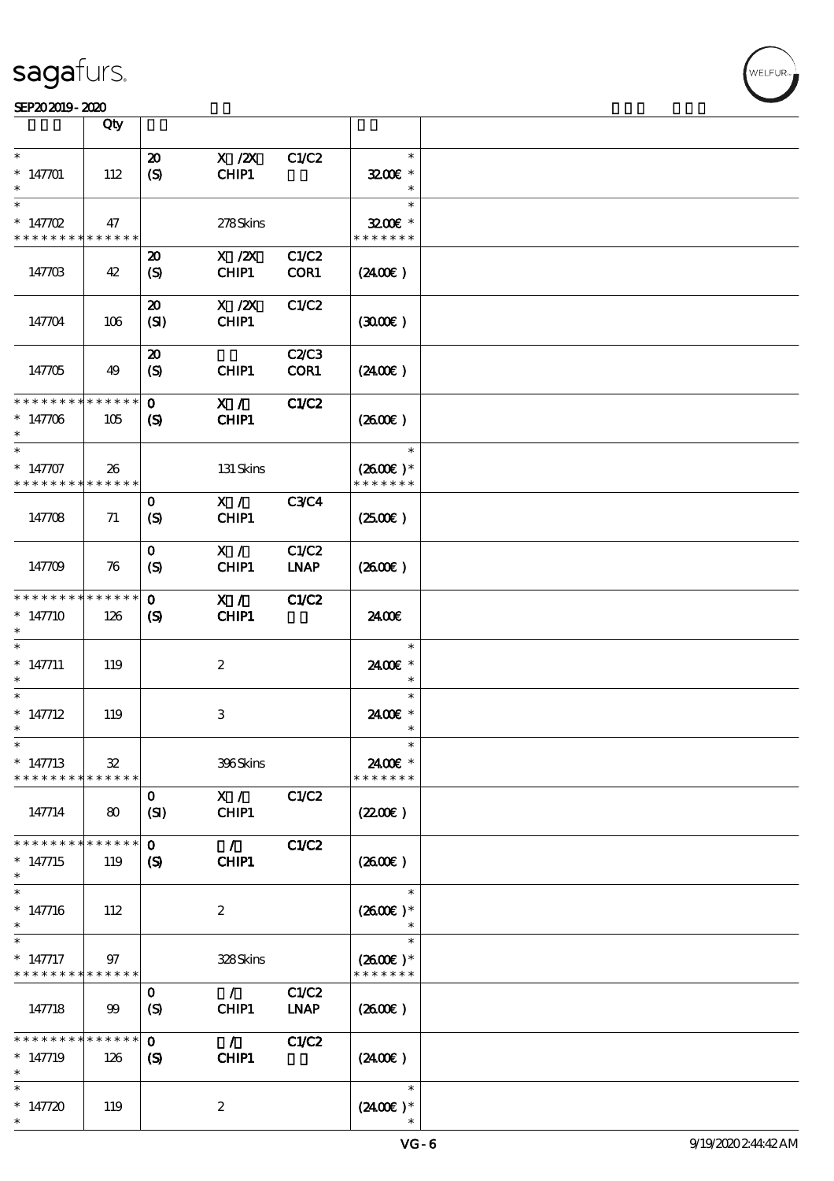| | Qty | | | | | |
|---|---|---|---|---|---|---|
| * 147701 * | 112 | 20 (S) | X /2X CHIP1 | C1/C2 | 32.00€ * | |
| * 147702 * * * * * * * * * * * * * * | 47 | | 278 Skins | | 32.00€ * * * * * * * * | |
| 147703 | 42 | 20 (S) | X /2X CHIP1 | C1/C2 COR1 | (24.00€) | |
| 147704 | 106 | 20 (SI) | X /2X CHIP1 | C1/C2 | (30.00€) | |
| 147705 | 49 | 20 (S) | CHIP1 | C2/C3 COR1 | (24.00€) | |
| * * * * * * * * * * * * * * 147706 * | 105 | 0 (S) | X / CHIP1 | C1/C2 | (26.00€) | |
| * 147707 * * * * * * * * * * * * * * | 26 | | 131 Skins | | (26.00€) * * * * * * * * | |
| 147708 | 71 | 0 (S) | X / CHIP1 | C3/C4 | (25.00€) | |
| 147709 | 76 | 0 (S) | X / CHIP1 | C1/C2 LNAP | (26.00€) | |
| * * * * * * * * * * * * * * 147710 * | 126 | 0 (S) | X / CHIP1 | C1/C2 | 24.00€ | |
| * 147711 * | 119 | | 2 | | 24.00€ * | |
| * 147712 * | 119 | | 3 | | 24.00€ * | |
| * 147713 * * * * * * * * * * * * * * | 32 | | 396 Skins | | 24.00€ * * * * * * * * | |
| 147714 | 80 | 0 (SI) | X / CHIP1 | C1/C2 | (22.00€) | |
| * * * * * * * * * * * * * * 147715 * | 119 | 0 (S) | / CHIP1 | C1/C2 | (26.00€) | |
| * 147716 * | 112 | | 2 | | (26.00€) * | |
| * 147717 * * * * * * * * * * * * * * | 97 | | 328 Skins | | (26.00€) * * * * * * * * | |
| 147718 | 99 | 0 (S) | / CHIP1 | C1/C2 LNAP | (26.00€) | |
| * * * * * * * * * * * * * * 147719 * | 126 | 0 (S) | / CHIP1 | C1/C2 | (24.00€) | |
| * 147720 * | 119 | | 2 | | (24.00€) * | |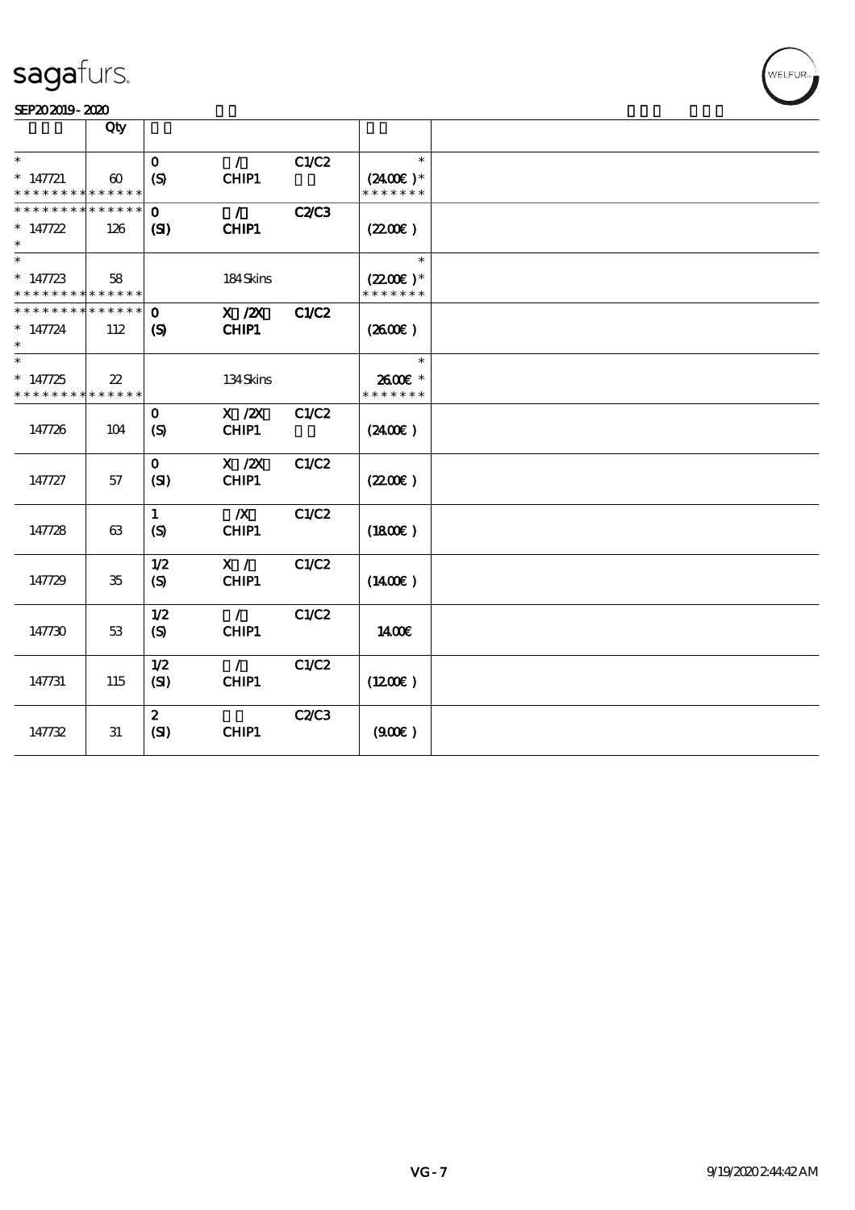| | Qty | | | | | |
|---|---|---|---|---|---|---|
| * <br> * 147721 <br> * * * * * * * * * * * * * * | 60 | 0 <br> (S) | / <br> CHIP1 | C1/C2 | * <br> (2400€) * <br> * * * * * * * | |
| * * * * * * * * * * * * * * <br> * 147722 <br> * | 126 | 0 <br> (SI) | / <br> CHIP1 | C2/C3 | (2200€) | |
| * <br> * 147723 <br> * * * * * * * * * * * * * * | 58 | | 184 Skins | | * <br> (2200€) * <br> * * * * * * * | |
| * * * * * * * * * * * * * * <br> * 147724 <br> * | 112 | 0 <br> (S) | X /2X <br> CHIP1 | C1/C2 | (2600€) | |
| * <br> * 147725 <br> * * * * * * * * * * * * * * | 22 | | 134 Skins | | * <br> 2600€ * <br> * * * * * * * | |
| 147726 | 104 | 0 <br> (S) | X /2X <br> CHIP1 | C1/C2 | (2400€) | |
| 147727 | 57 | 0 <br> (SI) | X /2X <br> CHIP1 | C1/C2 | (2200€) | |
| 147728 | 63 | 1 <br> (S) | /X <br> CHIP1 | C1/C2 | (1800€) | |
| 147729 | 35 | 1/2 <br> (S) | X / <br> CHIP1 | C1/C2 | (1400€) | |
| 147730 | 53 | 1/2 <br> (S) | / <br> CHIP1 | C1/C2 | 1400€ | |
| 147731 | 115 | 1/2 <br> (SI) | / <br> CHIP1 | C1/C2 | (1200€) | |
| 147732 | 31 | 2 <br> (SI) | CHIP1 | C2/C3 | (900€) | |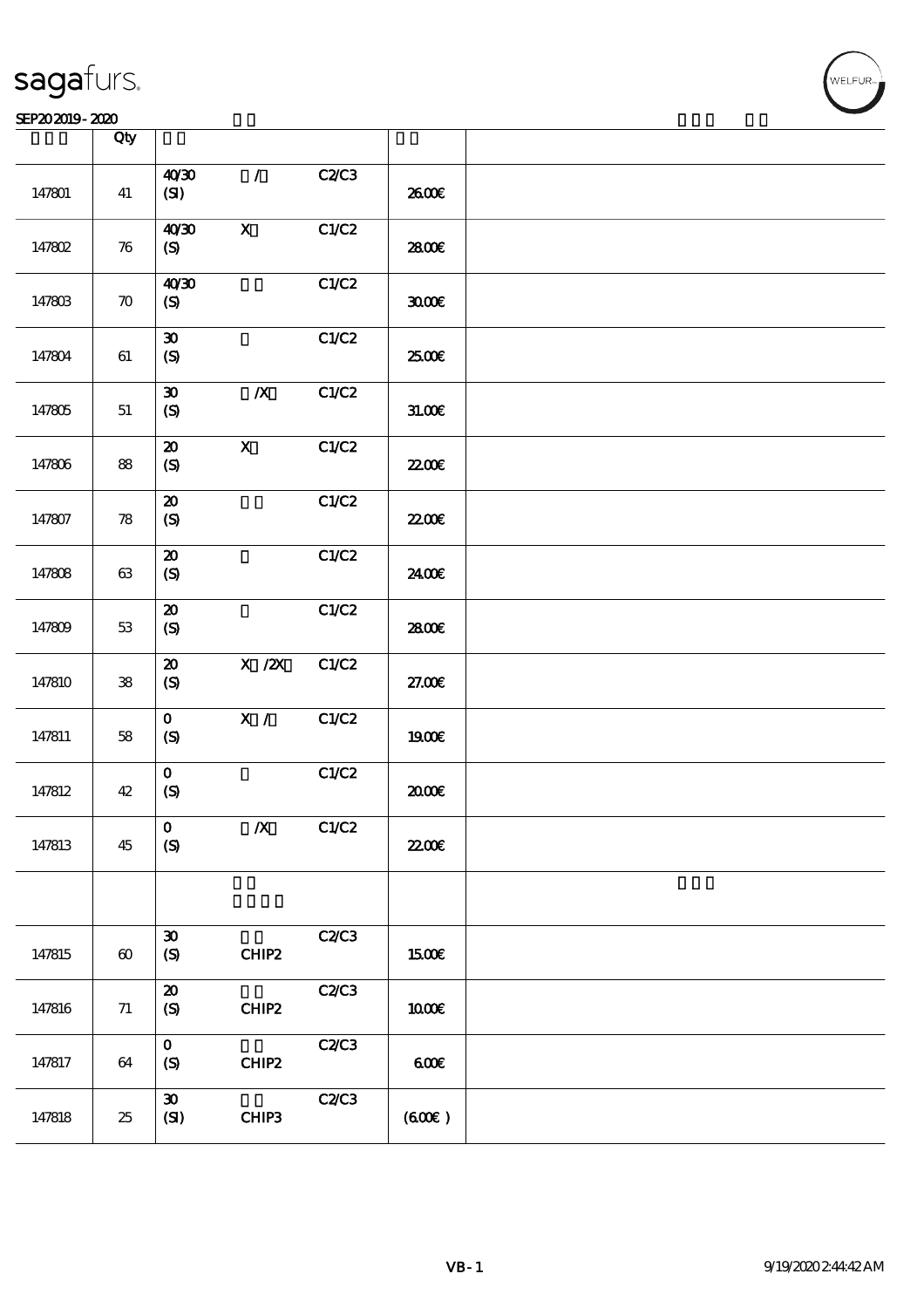| | Qty | | | | | |
|---|---|---|---|---|---|---|
| 147801 | 41 | 40/30 (SI) | / | C2/C3 | 26.00€ | |
| 147802 | 76 | 40/30 (S) | X | C1/C2 | 28.00€ | |
| 147803 | 70 | 40/30 (S) | | C1/C2 | 30.00€ | |
| 147804 | 61 | 30 (S) | | C1/C2 | 25.00€ | |
| 147805 | 51 | 30 (S) | /X | C1/C2 | 31.00€ | |
| 147806 | 88 | 20 (S) | X | C1/C2 | 22.00€ | |
| 147807 | 78 | 20 (S) | | C1/C2 | 22.00€ | |
| 147808 | 63 | 20 (S) | | C1/C2 | 24.00€ | |
| 147809 | 53 | 20 (S) | | C1/C2 | 28.00€ | |
| 147810 | 38 | 20 (S) | X /2X | C1/C2 | 27.00€ | |
| 147811 | 58 | 0 (S) | X / | C1/C2 | 19.00€ | |
| 147812 | 42 | 0 (S) | | C1/C2 | 20.00€ | |
| 147813 | 45 | 0 (S) | /X | C1/C2 | 22.00€ | |
| | | | | | | |
| 147815 | 60 | 30 (S) | CHIP2 | C2/C3 | 15.00€ | |
| 147816 | 71 | 20 (S) | CHIP2 | C2/C3 | 10.00€ | |
| 147817 | 64 | 0 (S) | CHIP2 | C2/C3 | 6.00€ | |
| 147818 | 25 | 30 (SI) | CHIP3 | C2/C3 | (6.00€ ) | |